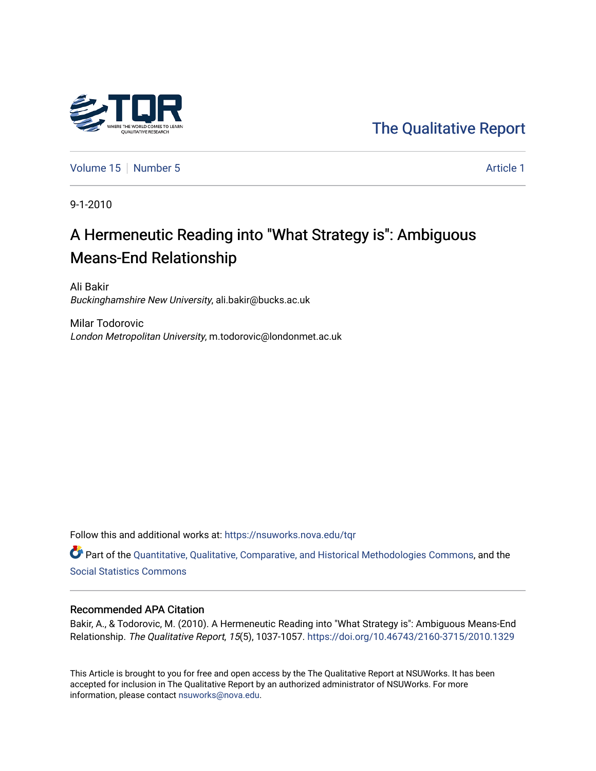The Qualitative Report

Volume 15 | Number 5 | Article 1

9-1-2010

# A Hermeneutic Reading into "What Strategy is": Ambiguous Means-End Relationship

Ali Bakir
*Buckinghamshire New University*, ali.bakir@bucks.ac.uk

Milar Todorovic
*London Metropolitan University*, m.todorovic@londonmet.ac.uk

Follow this and additional works at: https://nsuworks.nova.edu/tqr

Part of the Quantitative, Qualitative, Comparative, and Historical Methodologies Commons, and the Social Statistics Commons

## Recommended APA Citation

Bakir, A., & Todorovic, M. (2010). A Hermeneutic Reading into "What Strategy is": Ambiguous Means-End Relationship. *The Qualitative Report*, *15*(5), 1037-1057. https://doi.org/10.46743/2160-3715/2010.1329

This Article is brought to you for free and open access by the The Qualitative Report at NSUWorks. It has been accepted for inclusion in The Qualitative Report by an authorized administrator of NSUWorks. For more information, please contact nsuworks@nova.edu.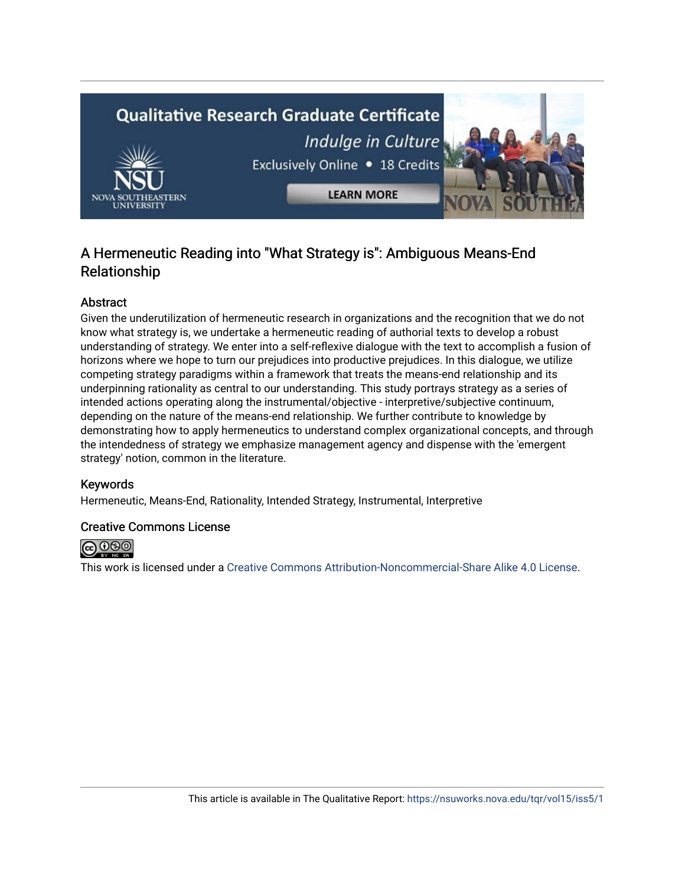# A Hermeneutic Reading into "What Strategy is": Ambiguous Means-End Relationship

## Abstract

Given the underutilization of hermeneutic research in organizations and the recognition that we do not know what strategy is, we undertake a hermeneutic reading of authorial texts to develop a robust understanding of strategy. We enter into a self-reflexive dialogue with the text to accomplish a fusion of horizons where we hope to turn our prejudices into productive prejudices. In this dialogue, we utilize competing strategy paradigms within a framework that treats the means-end relationship and its underpinning rationality as central to our understanding. This study portrays strategy as a series of intended actions operating along the instrumental/objective - interpretive/subjective continuum, depending on the nature of the means-end relationship. We further contribute to knowledge by demonstrating how to apply hermeneutics to understand complex organizational concepts, and through the intendedness of strategy we emphasize management agency and dispense with the 'emergent strategy' notion, common in the literature.

## Keywords

Hermeneutic, Means-End, Rationality, Intended Strategy, Instrumental, Interpretive

## Creative Commons License

This work is licensed under a Creative Commons Attribution-Noncommercial-Share Alike 4.0 License.

This article is available in The Qualitative Report: https://nsuworks.nova.edu/tqr/vol15/iss5/1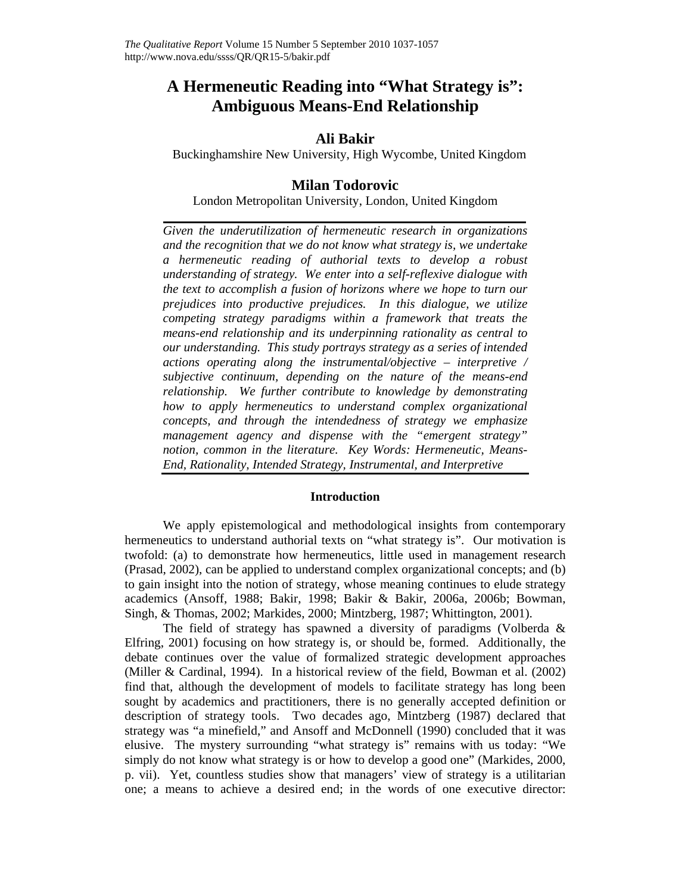# A Hermeneutic Reading into "What Strategy is": Ambiguous Means-End Relationship

## Ali Bakir

Buckinghamshire New University, High Wycombe, United Kingdom

## Milan Todorovic

London Metropolitan University, London, United Kingdom

*Given the underutilization of hermeneutic research in organizations and the recognition that we do not know what strategy is, we undertake a hermeneutic reading of authorial texts to develop a robust understanding of strategy. We enter into a self-reflexive dialogue with the text to accomplish a fusion of horizons where we hope to turn our prejudices into productive prejudices. In this dialogue, we utilize competing strategy paradigms within a framework that treats the means-end relationship and its underpinning rationality as central to our understanding. This study portrays strategy as a series of intended actions operating along the instrumental/objective – interpretive / subjective continuum, depending on the nature of the means-end relationship. We further contribute to knowledge by demonstrating how to apply hermeneutics to understand complex organizational concepts, and through the intendedness of strategy we emphasize management agency and dispense with the "emergent strategy" notion, common in the literature. Key Words: Hermeneutic, Means-End, Rationality, Intended Strategy, Instrumental, and Interpretive*

### Introduction

We apply epistemological and methodological insights from contemporary hermeneutics to understand authorial texts on "what strategy is". Our motivation is twofold: (a) to demonstrate how hermeneutics, little used in management research (Prasad, 2002), can be applied to understand complex organizational concepts; and (b) to gain insight into the notion of strategy, whose meaning continues to elude strategy academics (Ansoff, 1988; Bakir, 1998; Bakir & Bakir, 2006a, 2006b; Bowman, Singh, & Thomas, 2002; Markides, 2000; Mintzberg, 1987; Whittington, 2001).

The field of strategy has spawned a diversity of paradigms (Volberda & Elfring, 2001) focusing on how strategy is, or should be, formed. Additionally, the debate continues over the value of formalized strategic development approaches (Miller & Cardinal, 1994). In a historical review of the field, Bowman et al. (2002) find that, although the development of models to facilitate strategy has long been sought by academics and practitioners, there is no generally accepted definition or description of strategy tools. Two decades ago, Mintzberg (1987) declared that strategy was "a minefield," and Ansoff and McDonnell (1990) concluded that it was elusive. The mystery surrounding "what strategy is" remains with us today: "We simply do not know what strategy is or how to develop a good one" (Markides, 2000, p. vii). Yet, countless studies show that managers' view of strategy is a utilitarian one; a means to achieve a desired end; in the words of one executive director: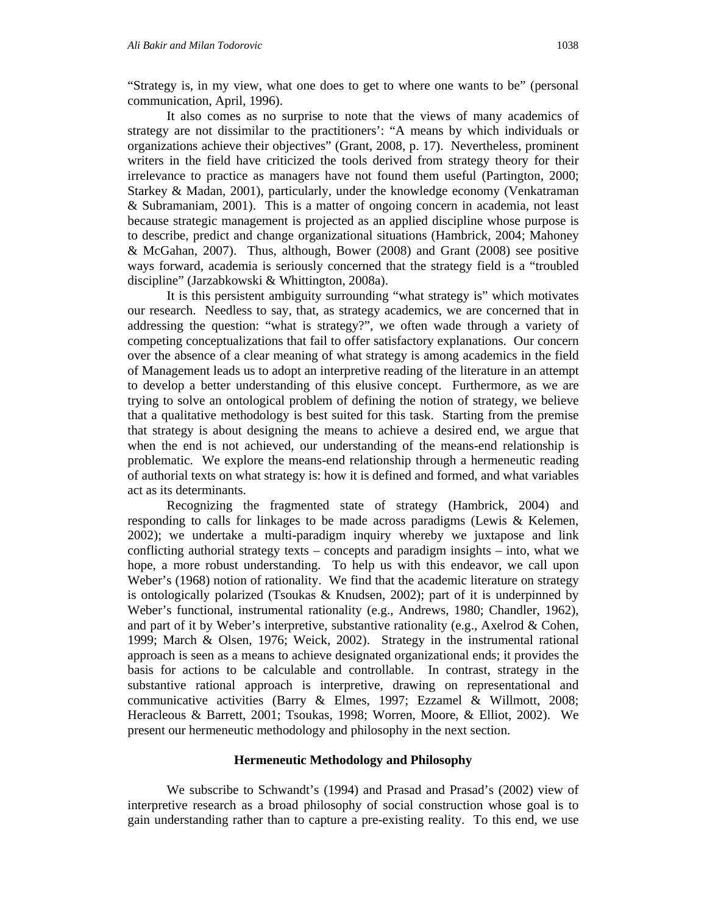"Strategy is, in my view, what one does to get to where one wants to be" (personal communication, April, 1996).

It also comes as no surprise to note that the views of many academics of strategy are not dissimilar to the practitioners': "A means by which individuals or organizations achieve their objectives" (Grant, 2008, p. 17). Nevertheless, prominent writers in the field have criticized the tools derived from strategy theory for their irrelevance to practice as managers have not found them useful (Partington, 2000; Starkey & Madan, 2001), particularly, under the knowledge economy (Venkatraman & Subramaniam, 2001). This is a matter of ongoing concern in academia, not least because strategic management is projected as an applied discipline whose purpose is to describe, predict and change organizational situations (Hambrick, 2004; Mahoney & McGahan, 2007). Thus, although, Bower (2008) and Grant (2008) see positive ways forward, academia is seriously concerned that the strategy field is a "troubled discipline" (Jarzabkowski & Whittington, 2008a).

It is this persistent ambiguity surrounding "what strategy is" which motivates our research. Needless to say, that, as strategy academics, we are concerned that in addressing the question: "what is strategy?", we often wade through a variety of competing conceptualizations that fail to offer satisfactory explanations. Our concern over the absence of a clear meaning of what strategy is among academics in the field of Management leads us to adopt an interpretive reading of the literature in an attempt to develop a better understanding of this elusive concept. Furthermore, as we are trying to solve an ontological problem of defining the notion of strategy, we believe that a qualitative methodology is best suited for this task. Starting from the premise that strategy is about designing the means to achieve a desired end, we argue that when the end is not achieved, our understanding of the means-end relationship is problematic. We explore the means-end relationship through a hermeneutic reading of authorial texts on what strategy is: how it is defined and formed, and what variables act as its determinants.

Recognizing the fragmented state of strategy (Hambrick, 2004) and responding to calls for linkages to be made across paradigms (Lewis & Kelemen, 2002); we undertake a multi-paradigm inquiry whereby we juxtapose and link conflicting authorial strategy texts – concepts and paradigm insights – into, what we hope, a more robust understanding. To help us with this endeavor, we call upon Weber's (1968) notion of rationality. We find that the academic literature on strategy is ontologically polarized (Tsoukas & Knudsen, 2002); part of it is underpinned by Weber's functional, instrumental rationality (e.g., Andrews, 1980; Chandler, 1962), and part of it by Weber's interpretive, substantive rationality (e.g., Axelrod & Cohen, 1999; March & Olsen, 1976; Weick, 2002). Strategy in the instrumental rational approach is seen as a means to achieve designated organizational ends; it provides the basis for actions to be calculable and controllable. In contrast, strategy in the substantive rational approach is interpretive, drawing on representational and communicative activities (Barry & Elmes, 1997; Ezzamel & Willmott, 2008; Heracleous & Barrett, 2001; Tsoukas, 1998; Worren, Moore, & Elliot, 2002). We present our hermeneutic methodology and philosophy in the next section.

## Hermeneutic Methodology and Philosophy

We subscribe to Schwandt's (1994) and Prasad and Prasad's (2002) view of interpretive research as a broad philosophy of social construction whose goal is to gain understanding rather than to capture a pre-existing reality. To this end, we use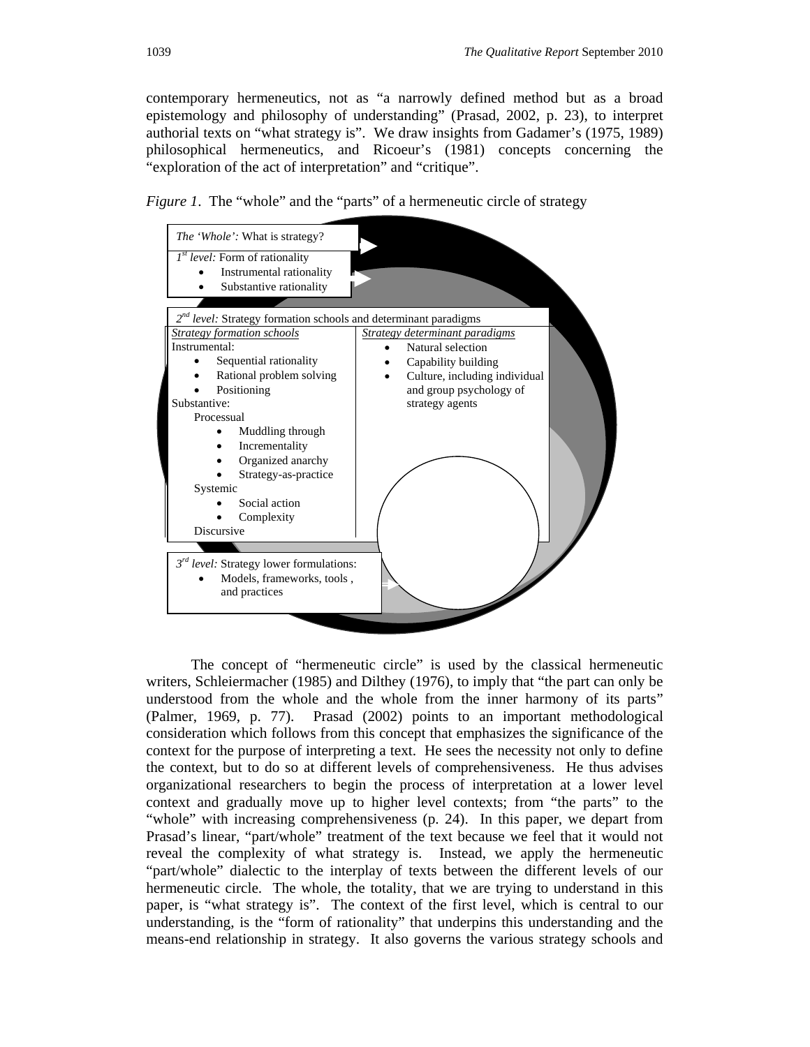contemporary hermeneutics, not as "a narrowly defined method but as a broad epistemology and philosophy of understanding" (Prasad, 2002, p. 23), to interpret authorial texts on "what strategy is". We draw insights from Gadamer's (1975, 1989) philosophical hermeneutics, and Ricoeur's (1981) concepts concerning the "exploration of the act of interpretation" and "critique".

*Figure 1*. The "whole" and the "parts" of a hermeneutic circle of strategy

*The 'Whole':* What is strategy?

*1st level:* Form of rationality

- Instrumental rationality
- Substantive rationality

*2nd level:* Strategy formation schools and determinant paradigms

| *Strategy formation schools* | *Strategy determinant paradigms* |
|---|---|
| Instrumental:<br>• Sequential rationality<br>• Rational problem solving<br>• Positioning<br>Substantive:<br>Processual<br>• Muddling through<br>• Incrementality<br>• Organized anarchy<br>• Strategy-as-practice<br>Systemic<br>• Social action<br>• Complexity<br>Discursive | • Natural selection<br>• Capability building<br>• Culture, including individual and group psychology of strategy agents |

*3rd level:* Strategy lower formulations:

- Models, frameworks, tools , and practices

The concept of "hermeneutic circle" is used by the classical hermeneutic writers, Schleiermacher (1985) and Dilthey (1976), to imply that "the part can only be understood from the whole and the whole from the inner harmony of its parts" (Palmer, 1969, p. 77). Prasad (2002) points to an important methodological consideration which follows from this concept that emphasizes the significance of the context for the purpose of interpreting a text. He sees the necessity not only to define the context, but to do so at different levels of comprehensiveness. He thus advises organizational researchers to begin the process of interpretation at a lower level context and gradually move up to higher level contexts; from "the parts" to the "whole" with increasing comprehensiveness (p. 24). In this paper, we depart from Prasad's linear, "part/whole" treatment of the text because we feel that it would not reveal the complexity of what strategy is. Instead, we apply the hermeneutic "part/whole" dialectic to the interplay of texts between the different levels of our hermeneutic circle. The whole, the totality, that we are trying to understand in this paper, is "what strategy is". The context of the first level, which is central to our understanding, is the "form of rationality" that underpins this understanding and the means-end relationship in strategy. It also governs the various strategy schools and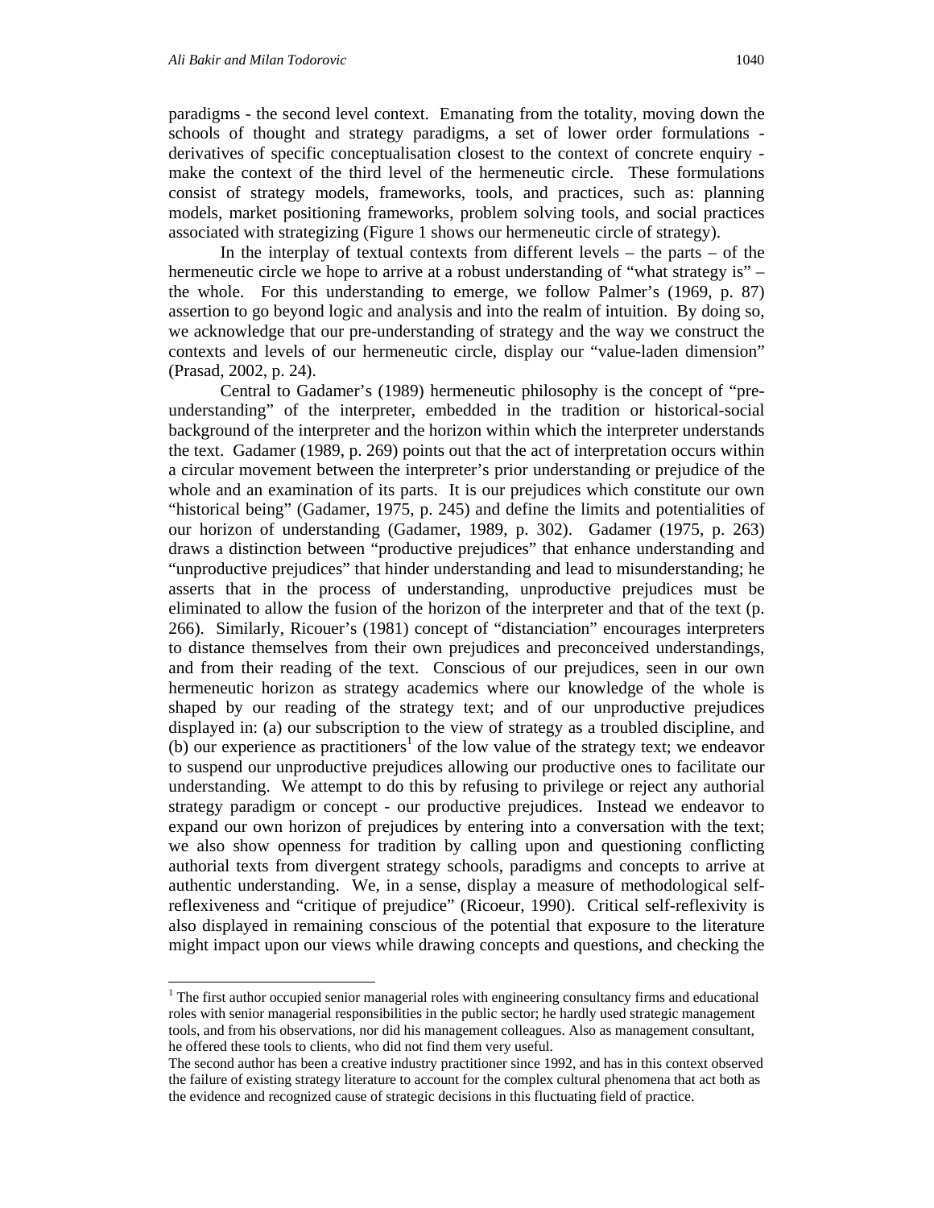paradigms - the second level context. Emanating from the totality, moving down the schools of thought and strategy paradigms, a set of lower order formulations - derivatives of specific conceptualisation closest to the context of concrete enquiry - make the context of the third level of the hermeneutic circle. These formulations consist of strategy models, frameworks, tools, and practices, such as: planning models, market positioning frameworks, problem solving tools, and social practices associated with strategizing (Figure 1 shows our hermeneutic circle of strategy).

In the interplay of textual contexts from different levels – the parts – of the hermeneutic circle we hope to arrive at a robust understanding of "what strategy is" – the whole. For this understanding to emerge, we follow Palmer's (1969, p. 87) assertion to go beyond logic and analysis and into the realm of intuition. By doing so, we acknowledge that our pre-understanding of strategy and the way we construct the contexts and levels of our hermeneutic circle, display our "value-laden dimension" (Prasad, 2002, p. 24).

Central to Gadamer's (1989) hermeneutic philosophy is the concept of "pre-understanding" of the interpreter, embedded in the tradition or historical-social background of the interpreter and the horizon within which the interpreter understands the text. Gadamer (1989, p. 269) points out that the act of interpretation occurs within a circular movement between the interpreter's prior understanding or prejudice of the whole and an examination of its parts. It is our prejudices which constitute our own "historical being" (Gadamer, 1975, p. 245) and define the limits and potentialities of our horizon of understanding (Gadamer, 1989, p. 302). Gadamer (1975, p. 263) draws a distinction between "productive prejudices" that enhance understanding and "unproductive prejudices" that hinder understanding and lead to misunderstanding; he asserts that in the process of understanding, unproductive prejudices must be eliminated to allow the fusion of the horizon of the interpreter and that of the text (p. 266). Similarly, Ricouer's (1981) concept of "distanciation" encourages interpreters to distance themselves from their own prejudices and preconceived understandings, and from their reading of the text. Conscious of our prejudices, seen in our own hermeneutic horizon as strategy academics where our knowledge of the whole is shaped by our reading of the strategy text; and of our unproductive prejudices displayed in: (a) our subscription to the view of strategy as a troubled discipline, and (b) our experience as practitioners[1] of the low value of the strategy text; we endeavor to suspend our unproductive prejudices allowing our productive ones to facilitate our understanding. We attempt to do this by refusing to privilege or reject any authorial strategy paradigm or concept - our productive prejudices. Instead we endeavor to expand our own horizon of prejudices by entering into a conversation with the text; we also show openness for tradition by calling upon and questioning conflicting authorial texts from divergent strategy schools, paradigms and concepts to arrive at authentic understanding. We, in a sense, display a measure of methodological self-reflexiveness and "critique of prejudice" (Ricoeur, 1990). Critical self-reflexivity is also displayed in remaining conscious of the potential that exposure to the literature might impact upon our views while drawing concepts and questions, and checking the

---

[1] The first author occupied senior managerial roles with engineering consultancy firms and educational roles with senior managerial responsibilities in the public sector; he hardly used strategic management tools, and from his observations, nor did his management colleagues. Also as management consultant, he offered these tools to clients, who did not find them very useful.

The second author has been a creative industry practitioner since 1992, and has in this context observed the failure of existing strategy literature to account for the complex cultural phenomena that act both as the evidence and recognized cause of strategic decisions in this fluctuating field of practice.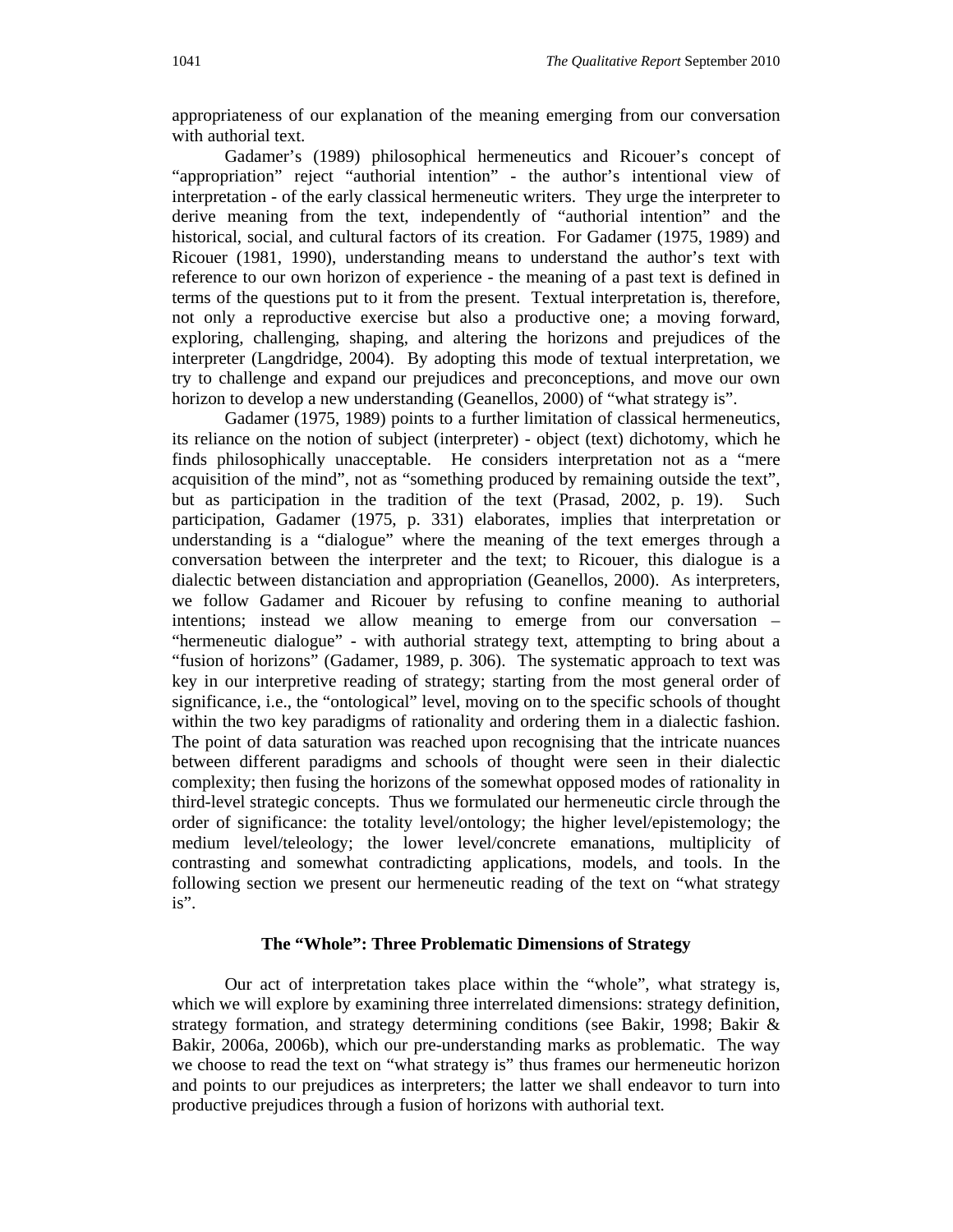appropriateness of our explanation of the meaning emerging from our conversation with authorial text.

Gadamer's (1989) philosophical hermeneutics and Ricouer's concept of "appropriation" reject "authorial intention" - the author's intentional view of interpretation - of the early classical hermeneutic writers. They urge the interpreter to derive meaning from the text, independently of "authorial intention" and the historical, social, and cultural factors of its creation. For Gadamer (1975, 1989) and Ricouer (1981, 1990), understanding means to understand the author's text with reference to our own horizon of experience - the meaning of a past text is defined in terms of the questions put to it from the present. Textual interpretation is, therefore, not only a reproductive exercise but also a productive one; a moving forward, exploring, challenging, shaping, and altering the horizons and prejudices of the interpreter (Langdridge, 2004). By adopting this mode of textual interpretation, we try to challenge and expand our prejudices and preconceptions, and move our own horizon to develop a new understanding (Geanellos, 2000) of "what strategy is".

Gadamer (1975, 1989) points to a further limitation of classical hermeneutics, its reliance on the notion of subject (interpreter) - object (text) dichotomy, which he finds philosophically unacceptable. He considers interpretation not as a "mere acquisition of the mind", not as "something produced by remaining outside the text", but as participation in the tradition of the text (Prasad, 2002, p. 19). Such participation, Gadamer (1975, p. 331) elaborates, implies that interpretation or understanding is a "dialogue" where the meaning of the text emerges through a conversation between the interpreter and the text; to Ricouer, this dialogue is a dialectic between distanciation and appropriation (Geanellos, 2000). As interpreters, we follow Gadamer and Ricouer by refusing to confine meaning to authorial intentions; instead we allow meaning to emerge from our conversation – "hermeneutic dialogue" - with authorial strategy text, attempting to bring about a "fusion of horizons" (Gadamer, 1989, p. 306). The systematic approach to text was key in our interpretive reading of strategy; starting from the most general order of significance, i.e., the "ontological" level, moving on to the specific schools of thought within the two key paradigms of rationality and ordering them in a dialectic fashion. The point of data saturation was reached upon recognising that the intricate nuances between different paradigms and schools of thought were seen in their dialectic complexity; then fusing the horizons of the somewhat opposed modes of rationality in third-level strategic concepts. Thus we formulated our hermeneutic circle through the order of significance: the totality level/ontology; the higher level/epistemology; the medium level/teleology; the lower level/concrete emanations, multiplicity of contrasting and somewhat contradicting applications, models, and tools. In the following section we present our hermeneutic reading of the text on "what strategy is".

## The "Whole": Three Problematic Dimensions of Strategy

Our act of interpretation takes place within the "whole", what strategy is, which we will explore by examining three interrelated dimensions: strategy definition, strategy formation, and strategy determining conditions (see Bakir, 1998; Bakir & Bakir, 2006a, 2006b), which our pre-understanding marks as problematic. The way we choose to read the text on "what strategy is" thus frames our hermeneutic horizon and points to our prejudices as interpreters; the latter we shall endeavor to turn into productive prejudices through a fusion of horizons with authorial text.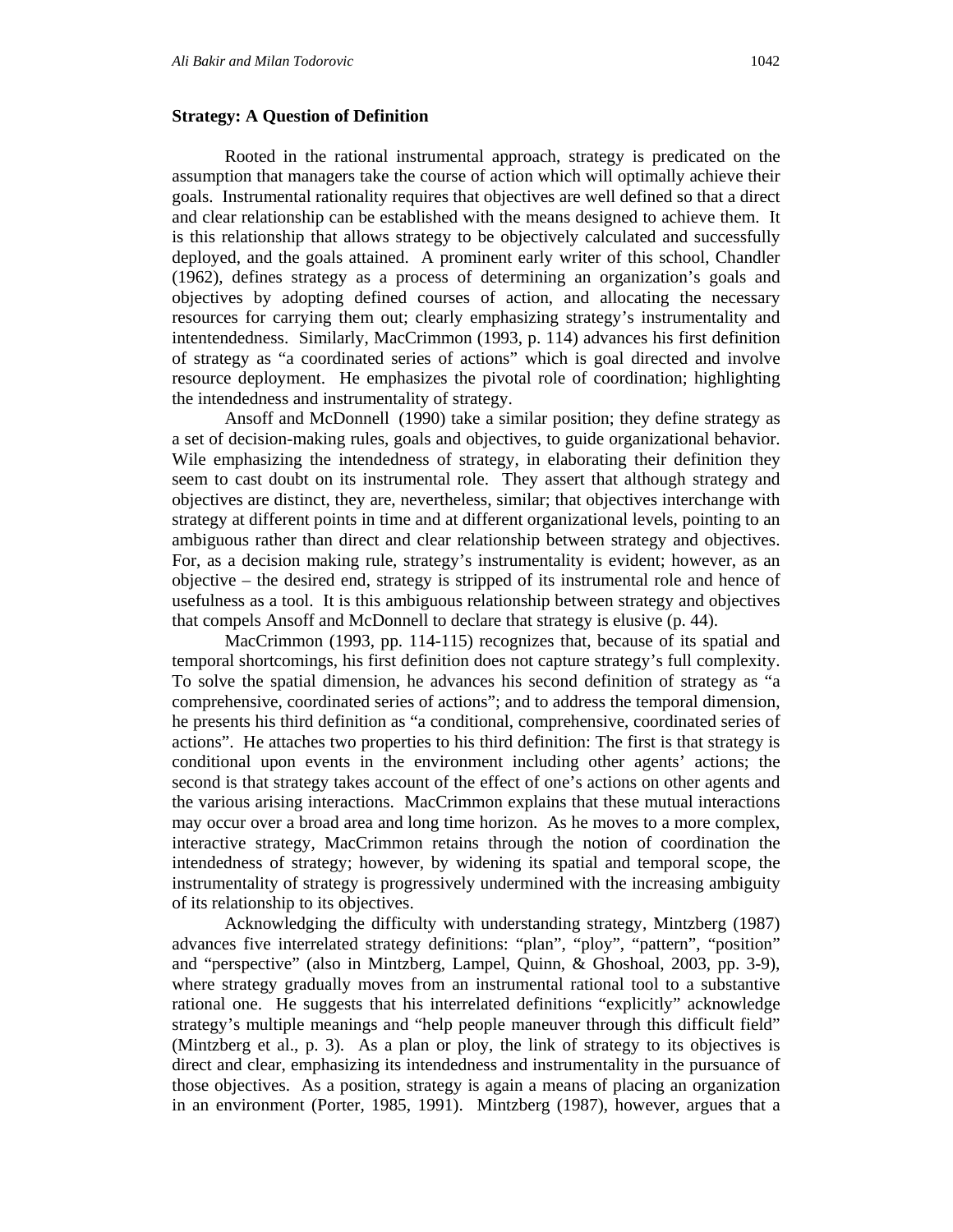**Strategy: A Question of Definition**

Rooted in the rational instrumental approach, strategy is predicated on the assumption that managers take the course of action which will optimally achieve their goals. Instrumental rationality requires that objectives are well defined so that a direct and clear relationship can be established with the means designed to achieve them. It is this relationship that allows strategy to be objectively calculated and successfully deployed, and the goals attained. A prominent early writer of this school, Chandler (1962), defines strategy as a process of determining an organization's goals and objectives by adopting defined courses of action, and allocating the necessary resources for carrying them out; clearly emphasizing strategy's instrumentality and intentendedness. Similarly, MacCrimmon (1993, p. 114) advances his first definition of strategy as "a coordinated series of actions" which is goal directed and involve resource deployment. He emphasizes the pivotal role of coordination; highlighting the intendedness and instrumentality of strategy.

Ansoff and McDonnell (1990) take a similar position; they define strategy as a set of decision-making rules, goals and objectives, to guide organizational behavior. Wile emphasizing the intendedness of strategy, in elaborating their definition they seem to cast doubt on its instrumental role. They assert that although strategy and objectives are distinct, they are, nevertheless, similar; that objectives interchange with strategy at different points in time and at different organizational levels, pointing to an ambiguous rather than direct and clear relationship between strategy and objectives. For, as a decision making rule, strategy's instrumentality is evident; however, as an objective – the desired end, strategy is stripped of its instrumental role and hence of usefulness as a tool. It is this ambiguous relationship between strategy and objectives that compels Ansoff and McDonnell to declare that strategy is elusive (p. 44).

MacCrimmon (1993, pp. 114-115) recognizes that, because of its spatial and temporal shortcomings, his first definition does not capture strategy's full complexity. To solve the spatial dimension, he advances his second definition of strategy as "a comprehensive, coordinated series of actions"; and to address the temporal dimension, he presents his third definition as "a conditional, comprehensive, coordinated series of actions". He attaches two properties to his third definition: The first is that strategy is conditional upon events in the environment including other agents' actions; the second is that strategy takes account of the effect of one's actions on other agents and the various arising interactions. MacCrimmon explains that these mutual interactions may occur over a broad area and long time horizon. As he moves to a more complex, interactive strategy, MacCrimmon retains through the notion of coordination the intendedness of strategy; however, by widening its spatial and temporal scope, the instrumentality of strategy is progressively undermined with the increasing ambiguity of its relationship to its objectives.

Acknowledging the difficulty with understanding strategy, Mintzberg (1987) advances five interrelated strategy definitions: "plan", "ploy", "pattern", "position" and "perspective" (also in Mintzberg, Lampel, Quinn, & Ghoshoal, 2003, pp. 3-9), where strategy gradually moves from an instrumental rational tool to a substantive rational one. He suggests that his interrelated definitions "explicitly" acknowledge strategy's multiple meanings and "help people maneuver through this difficult field" (Mintzberg et al., p. 3). As a plan or ploy, the link of strategy to its objectives is direct and clear, emphasizing its intendedness and instrumentality in the pursuance of those objectives. As a position, strategy is again a means of placing an organization in an environment (Porter, 1985, 1991). Mintzberg (1987), however, argues that a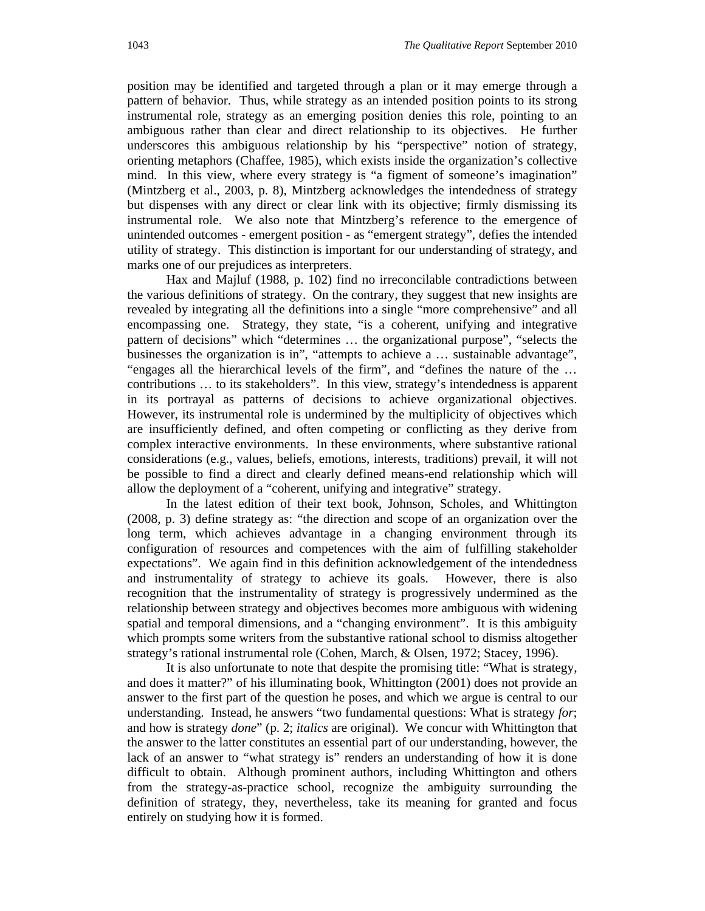position may be identified and targeted through a plan or it may emerge through a pattern of behavior. Thus, while strategy as an intended position points to its strong instrumental role, strategy as an emerging position denies this role, pointing to an ambiguous rather than clear and direct relationship to its objectives. He further underscores this ambiguous relationship by his "perspective" notion of strategy, orienting metaphors (Chaffee, 1985), which exists inside the organization's collective mind. In this view, where every strategy is "a figment of someone's imagination" (Mintzberg et al., 2003, p. 8), Mintzberg acknowledges the intendedness of strategy but dispenses with any direct or clear link with its objective; firmly dismissing its instrumental role. We also note that Mintzberg's reference to the emergence of unintended outcomes - emergent position - as "emergent strategy", defies the intended utility of strategy. This distinction is important for our understanding of strategy, and marks one of our prejudices as interpreters.

Hax and Majluf (1988, p. 102) find no irreconcilable contradictions between the various definitions of strategy. On the contrary, they suggest that new insights are revealed by integrating all the definitions into a single "more comprehensive" and all encompassing one. Strategy, they state, "is a coherent, unifying and integrative pattern of decisions" which "determines … the organizational purpose", "selects the businesses the organization is in", "attempts to achieve a … sustainable advantage", "engages all the hierarchical levels of the firm", and "defines the nature of the … contributions … to its stakeholders". In this view, strategy's intendedness is apparent in its portrayal as patterns of decisions to achieve organizational objectives. However, its instrumental role is undermined by the multiplicity of objectives which are insufficiently defined, and often competing or conflicting as they derive from complex interactive environments. In these environments, where substantive rational considerations (e.g., values, beliefs, emotions, interests, traditions) prevail, it will not be possible to find a direct and clearly defined means-end relationship which will allow the deployment of a "coherent, unifying and integrative" strategy.

In the latest edition of their text book, Johnson, Scholes, and Whittington (2008, p. 3) define strategy as: "the direction and scope of an organization over the long term, which achieves advantage in a changing environment through its configuration of resources and competences with the aim of fulfilling stakeholder expectations". We again find in this definition acknowledgement of the intendedness and instrumentality of strategy to achieve its goals. However, there is also recognition that the instrumentality of strategy is progressively undermined as the relationship between strategy and objectives becomes more ambiguous with widening spatial and temporal dimensions, and a "changing environment". It is this ambiguity which prompts some writers from the substantive rational school to dismiss altogether strategy's rational instrumental role (Cohen, March, & Olsen, 1972; Stacey, 1996).

It is also unfortunate to note that despite the promising title: "What is strategy, and does it matter?" of his illuminating book, Whittington (2001) does not provide an answer to the first part of the question he poses, and which we argue is central to our understanding. Instead, he answers "two fundamental questions: What is strategy *for*; and how is strategy *done*" (p. 2; *italics* are original). We concur with Whittington that the answer to the latter constitutes an essential part of our understanding, however, the lack of an answer to "what strategy is" renders an understanding of how it is done difficult to obtain. Although prominent authors, including Whittington and others from the strategy-as-practice school, recognize the ambiguity surrounding the definition of strategy, they, nevertheless, take its meaning for granted and focus entirely on studying how it is formed.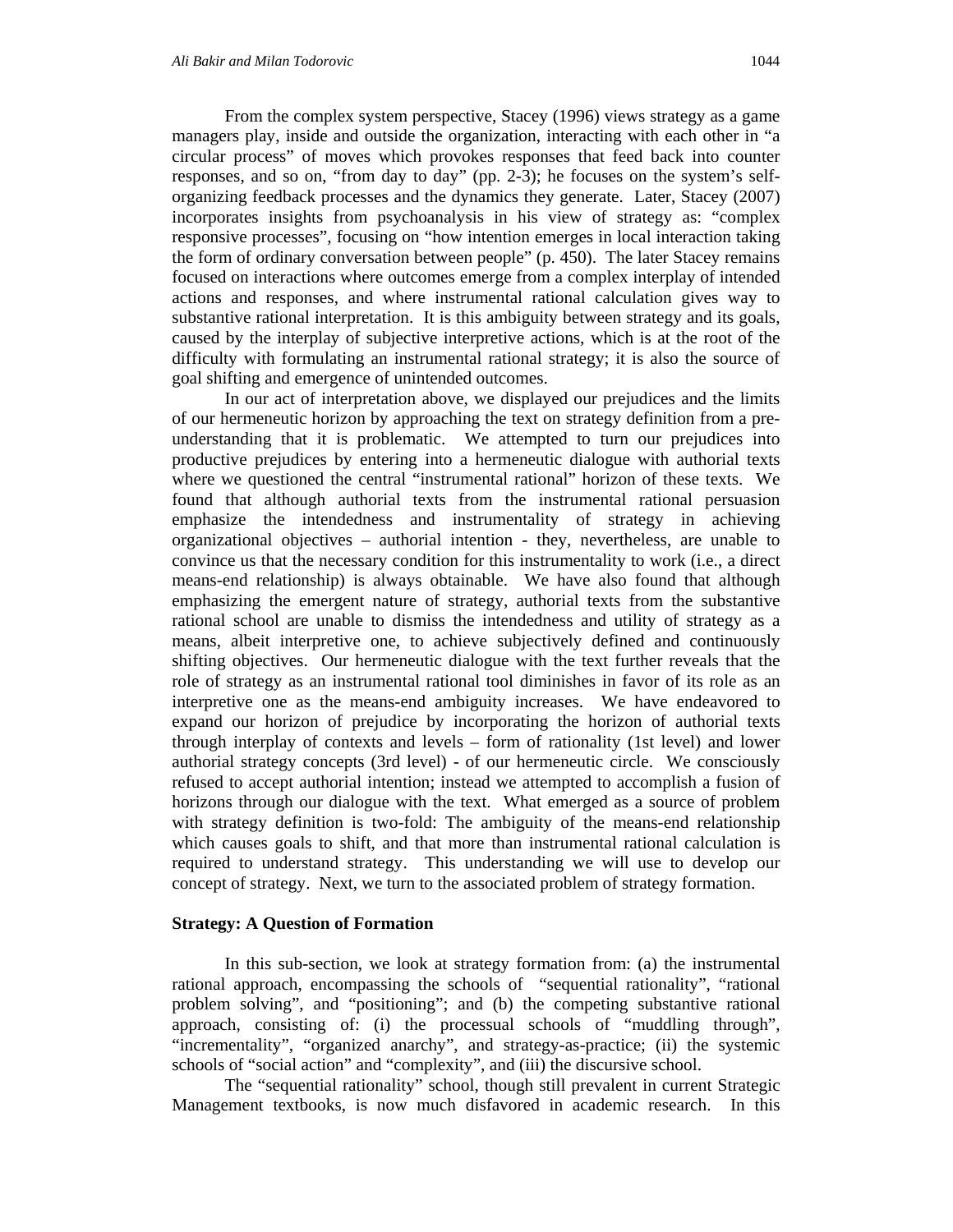From the complex system perspective, Stacey (1996) views strategy as a game managers play, inside and outside the organization, interacting with each other in "a circular process" of moves which provokes responses that feed back into counter responses, and so on, "from day to day" (pp. 2-3); he focuses on the system's self-organizing feedback processes and the dynamics they generate. Later, Stacey (2007) incorporates insights from psychoanalysis in his view of strategy as: "complex responsive processes", focusing on "how intention emerges in local interaction taking the form of ordinary conversation between people" (p. 450). The later Stacey remains focused on interactions where outcomes emerge from a complex interplay of intended actions and responses, and where instrumental rational calculation gives way to substantive rational interpretation. It is this ambiguity between strategy and its goals, caused by the interplay of subjective interpretive actions, which is at the root of the difficulty with formulating an instrumental rational strategy; it is also the source of goal shifting and emergence of unintended outcomes.

In our act of interpretation above, we displayed our prejudices and the limits of our hermeneutic horizon by approaching the text on strategy definition from a pre-understanding that it is problematic. We attempted to turn our prejudices into productive prejudices by entering into a hermeneutic dialogue with authorial texts where we questioned the central "instrumental rational" horizon of these texts. We found that although authorial texts from the instrumental rational persuasion emphasize the intendedness and instrumentality of strategy in achieving organizational objectives – authorial intention - they, nevertheless, are unable to convince us that the necessary condition for this instrumentality to work (i.e., a direct means-end relationship) is always obtainable. We have also found that although emphasizing the emergent nature of strategy, authorial texts from the substantive rational school are unable to dismiss the intendedness and utility of strategy as a means, albeit interpretive one, to achieve subjectively defined and continuously shifting objectives. Our hermeneutic dialogue with the text further reveals that the role of strategy as an instrumental rational tool diminishes in favor of its role as an interpretive one as the means-end ambiguity increases. We have endeavored to expand our horizon of prejudice by incorporating the horizon of authorial texts through interplay of contexts and levels – form of rationality (1st level) and lower authorial strategy concepts (3rd level) - of our hermeneutic circle. We consciously refused to accept authorial intention; instead we attempted to accomplish a fusion of horizons through our dialogue with the text. What emerged as a source of problem with strategy definition is two-fold: The ambiguity of the means-end relationship which causes goals to shift, and that more than instrumental rational calculation is required to understand strategy. This understanding we will use to develop our concept of strategy. Next, we turn to the associated problem of strategy formation.

## Strategy: A Question of Formation

In this sub-section, we look at strategy formation from: (a) the instrumental rational approach, encompassing the schools of "sequential rationality", "rational problem solving", and "positioning"; and (b) the competing substantive rational approach, consisting of: (i) the processual schools of "muddling through", "incrementality", "organized anarchy", and strategy-as-practice; (ii) the systemic schools of "social action" and "complexity", and (iii) the discursive school.

The "sequential rationality" school, though still prevalent in current Strategic Management textbooks, is now much disfavored in academic research. In this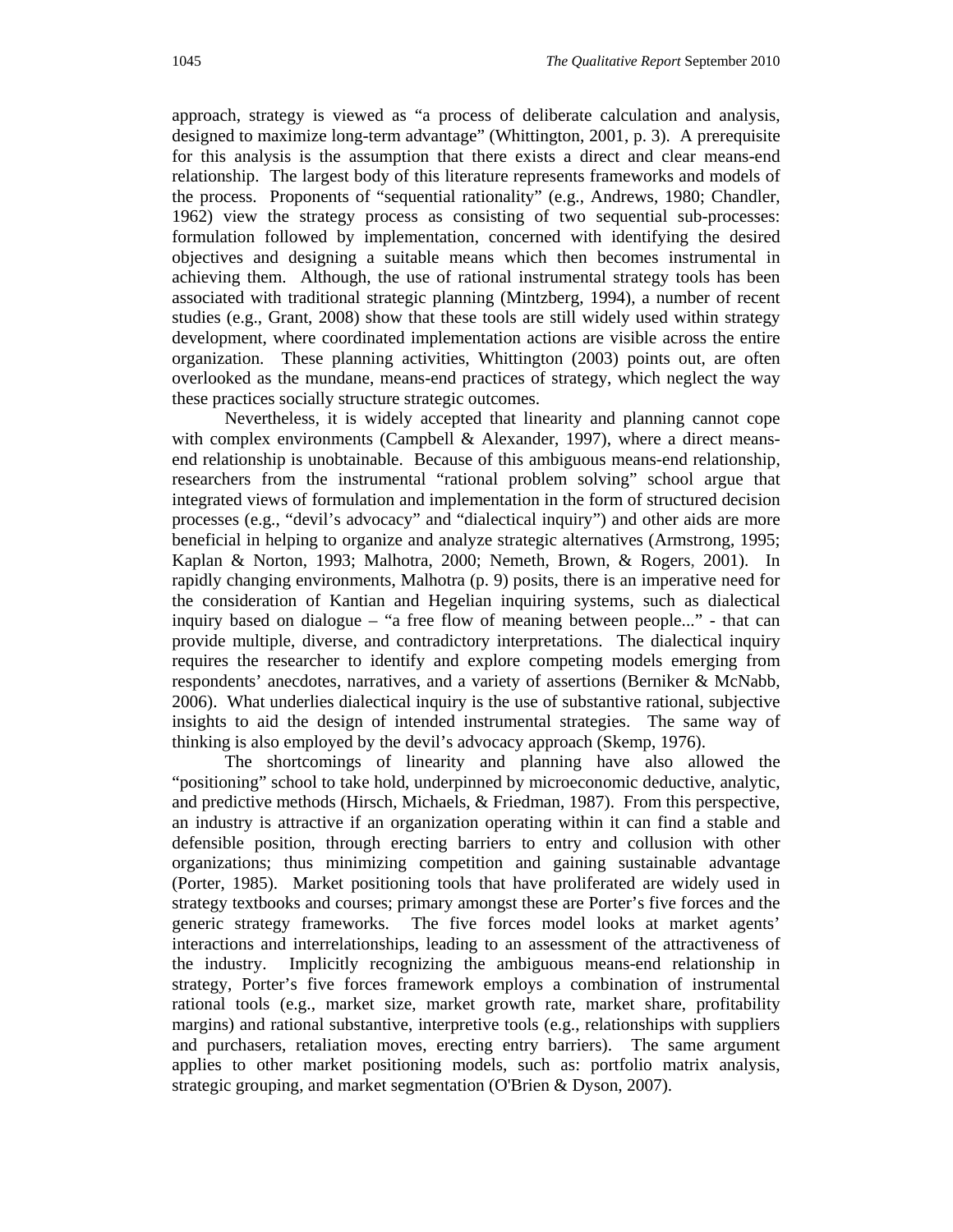approach, strategy is viewed as “a process of deliberate calculation and analysis, designed to maximize long-term advantage” (Whittington, 2001, p. 3). A prerequisite for this analysis is the assumption that there exists a direct and clear means-end relationship. The largest body of this literature represents frameworks and models of the process. Proponents of “sequential rationality” (e.g., Andrews, 1980; Chandler, 1962) view the strategy process as consisting of two sequential sub-processes: formulation followed by implementation, concerned with identifying the desired objectives and designing a suitable means which then becomes instrumental in achieving them. Although, the use of rational instrumental strategy tools has been associated with traditional strategic planning (Mintzberg, 1994), a number of recent studies (e.g., Grant, 2008) show that these tools are still widely used within strategy development, where coordinated implementation actions are visible across the entire organization. These planning activities, Whittington (2003) points out, are often overlooked as the mundane, means-end practices of strategy, which neglect the way these practices socially structure strategic outcomes.

Nevertheless, it is widely accepted that linearity and planning cannot cope with complex environments (Campbell & Alexander, 1997), where a direct means-end relationship is unobtainable. Because of this ambiguous means-end relationship, researchers from the instrumental “rational problem solving” school argue that integrated views of formulation and implementation in the form of structured decision processes (e.g., “devil’s advocacy” and “dialectical inquiry”) and other aids are more beneficial in helping to organize and analyze strategic alternatives (Armstrong, 1995; Kaplan & Norton, 1993; Malhotra, 2000; Nemeth, Brown, & Rogers, 2001). In rapidly changing environments, Malhotra (p. 9) posits, there is an imperative need for the consideration of Kantian and Hegelian inquiring systems, such as dialectical inquiry based on dialogue – “a free flow of meaning between people...” - that can provide multiple, diverse, and contradictory interpretations. The dialectical inquiry requires the researcher to identify and explore competing models emerging from respondents’ anecdotes, narratives, and a variety of assertions (Berniker & McNabb, 2006). What underlies dialectical inquiry is the use of substantive rational, subjective insights to aid the design of intended instrumental strategies. The same way of thinking is also employed by the devil’s advocacy approach (Skemp, 1976).

The shortcomings of linearity and planning have also allowed the “positioning” school to take hold, underpinned by microeconomic deductive, analytic, and predictive methods (Hirsch, Michaels, & Friedman, 1987). From this perspective, an industry is attractive if an organization operating within it can find a stable and defensible position, through erecting barriers to entry and collusion with other organizations; thus minimizing competition and gaining sustainable advantage (Porter, 1985). Market positioning tools that have proliferated are widely used in strategy textbooks and courses; primary amongst these are Porter’s five forces and the generic strategy frameworks. The five forces model looks at market agents’ interactions and interrelationships, leading to an assessment of the attractiveness of the industry. Implicitly recognizing the ambiguous means-end relationship in strategy, Porter’s five forces framework employs a combination of instrumental rational tools (e.g., market size, market growth rate, market share, profitability margins) and rational substantive, interpretive tools (e.g., relationships with suppliers and purchasers, retaliation moves, erecting entry barriers). The same argument applies to other market positioning models, such as: portfolio matrix analysis, strategic grouping, and market segmentation (O'Brien & Dyson, 2007).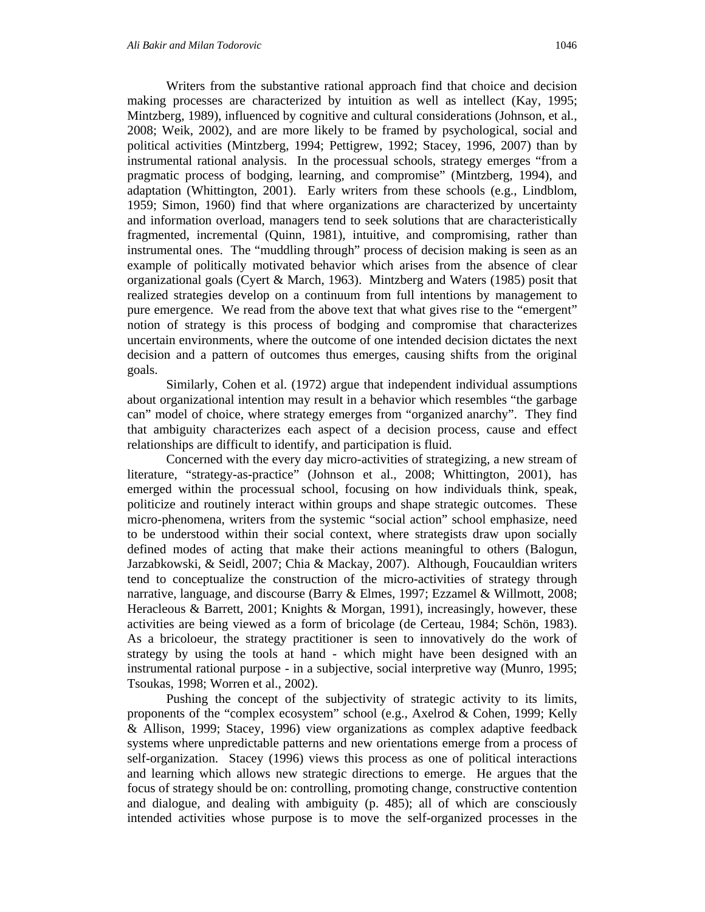Writers from the substantive rational approach find that choice and decision making processes are characterized by intuition as well as intellect (Kay, 1995; Mintzberg, 1989), influenced by cognitive and cultural considerations (Johnson, et al., 2008; Weik, 2002), and are more likely to be framed by psychological, social and political activities (Mintzberg, 1994; Pettigrew, 1992; Stacey, 1996, 2007) than by instrumental rational analysis. In the processual schools, strategy emerges "from a pragmatic process of bodging, learning, and compromise" (Mintzberg, 1994), and adaptation (Whittington, 2001). Early writers from these schools (e.g., Lindblom, 1959; Simon, 1960) find that where organizations are characterized by uncertainty and information overload, managers tend to seek solutions that are characteristically fragmented, incremental (Quinn, 1981), intuitive, and compromising, rather than instrumental ones. The "muddling through" process of decision making is seen as an example of politically motivated behavior which arises from the absence of clear organizational goals (Cyert & March, 1963). Mintzberg and Waters (1985) posit that realized strategies develop on a continuum from full intentions by management to pure emergence. We read from the above text that what gives rise to the "emergent" notion of strategy is this process of bodging and compromise that characterizes uncertain environments, where the outcome of one intended decision dictates the next decision and a pattern of outcomes thus emerges, causing shifts from the original goals.

Similarly, Cohen et al. (1972) argue that independent individual assumptions about organizational intention may result in a behavior which resembles "the garbage can" model of choice, where strategy emerges from "organized anarchy". They find that ambiguity characterizes each aspect of a decision process, cause and effect relationships are difficult to identify, and participation is fluid.

Concerned with the every day micro-activities of strategizing, a new stream of literature, "strategy-as-practice" (Johnson et al., 2008; Whittington, 2001), has emerged within the processual school, focusing on how individuals think, speak, politicize and routinely interact within groups and shape strategic outcomes. These micro-phenomena, writers from the systemic "social action" school emphasize, need to be understood within their social context, where strategists draw upon socially defined modes of acting that make their actions meaningful to others (Balogun, Jarzabkowski, & Seidl, 2007; Chia & Mackay, 2007). Although, Foucauldian writers tend to conceptualize the construction of the micro-activities of strategy through narrative, language, and discourse (Barry & Elmes, 1997; Ezzamel & Willmott, 2008; Heracleous & Barrett, 2001; Knights & Morgan, 1991), increasingly, however, these activities are being viewed as a form of bricolage (de Certeau, 1984; Schön, 1983). As a bricoloeur, the strategy practitioner is seen to innovatively do the work of strategy by using the tools at hand - which might have been designed with an instrumental rational purpose - in a subjective, social interpretive way (Munro, 1995; Tsoukas, 1998; Worren et al., 2002).

Pushing the concept of the subjectivity of strategic activity to its limits, proponents of the "complex ecosystem" school (e.g., Axelrod & Cohen, 1999; Kelly & Allison, 1999; Stacey, 1996) view organizations as complex adaptive feedback systems where unpredictable patterns and new orientations emerge from a process of self-organization. Stacey (1996) views this process as one of political interactions and learning which allows new strategic directions to emerge. He argues that the focus of strategy should be on: controlling, promoting change, constructive contention and dialogue, and dealing with ambiguity (p. 485); all of which are consciously intended activities whose purpose is to move the self-organized processes in the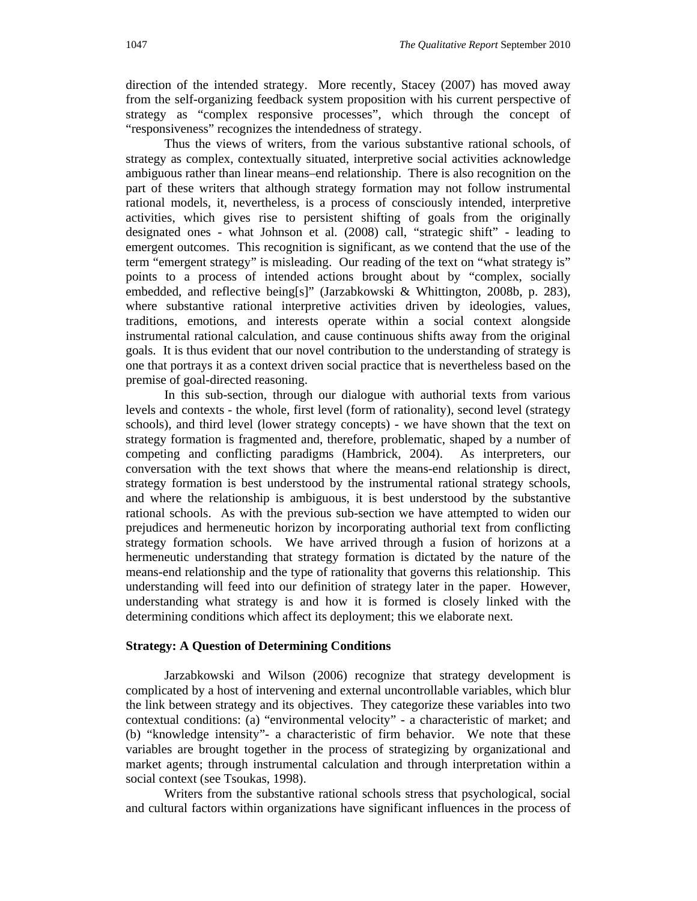direction of the intended strategy. More recently, Stacey (2007) has moved away from the self-organizing feedback system proposition with his current perspective of strategy as "complex responsive processes", which through the concept of "responsiveness" recognizes the intendedness of strategy.

Thus the views of writers, from the various substantive rational schools, of strategy as complex, contextually situated, interpretive social activities acknowledge ambiguous rather than linear means–end relationship. There is also recognition on the part of these writers that although strategy formation may not follow instrumental rational models, it, nevertheless, is a process of consciously intended, interpretive activities, which gives rise to persistent shifting of goals from the originally designated ones - what Johnson et al. (2008) call, "strategic shift" - leading to emergent outcomes. This recognition is significant, as we contend that the use of the term "emergent strategy" is misleading. Our reading of the text on "what strategy is" points to a process of intended actions brought about by "complex, socially embedded, and reflective being[s]" (Jarzabkowski & Whittington, 2008b, p. 283), where substantive rational interpretive activities driven by ideologies, values, traditions, emotions, and interests operate within a social context alongside instrumental rational calculation, and cause continuous shifts away from the original goals. It is thus evident that our novel contribution to the understanding of strategy is one that portrays it as a context driven social practice that is nevertheless based on the premise of goal-directed reasoning.

In this sub-section, through our dialogue with authorial texts from various levels and contexts - the whole, first level (form of rationality), second level (strategy schools), and third level (lower strategy concepts) - we have shown that the text on strategy formation is fragmented and, therefore, problematic, shaped by a number of competing and conflicting paradigms (Hambrick, 2004). As interpreters, our conversation with the text shows that where the means-end relationship is direct, strategy formation is best understood by the instrumental rational strategy schools, and where the relationship is ambiguous, it is best understood by the substantive rational schools. As with the previous sub-section we have attempted to widen our prejudices and hermeneutic horizon by incorporating authorial text from conflicting strategy formation schools. We have arrived through a fusion of horizons at a hermeneutic understanding that strategy formation is dictated by the nature of the means-end relationship and the type of rationality that governs this relationship. This understanding will feed into our definition of strategy later in the paper. However, understanding what strategy is and how it is formed is closely linked with the determining conditions which affect its deployment; this we elaborate next.

### Strategy: A Question of Determining Conditions

Jarzabkowski and Wilson (2006) recognize that strategy development is complicated by a host of intervening and external uncontrollable variables, which blur the link between strategy and its objectives. They categorize these variables into two contextual conditions: (a) "environmental velocity" - a characteristic of market; and (b) "knowledge intensity"- a characteristic of firm behavior. We note that these variables are brought together in the process of strategizing by organizational and market agents; through instrumental calculation and through interpretation within a social context (see Tsoukas, 1998).

Writers from the substantive rational schools stress that psychological, social and cultural factors within organizations have significant influences in the process of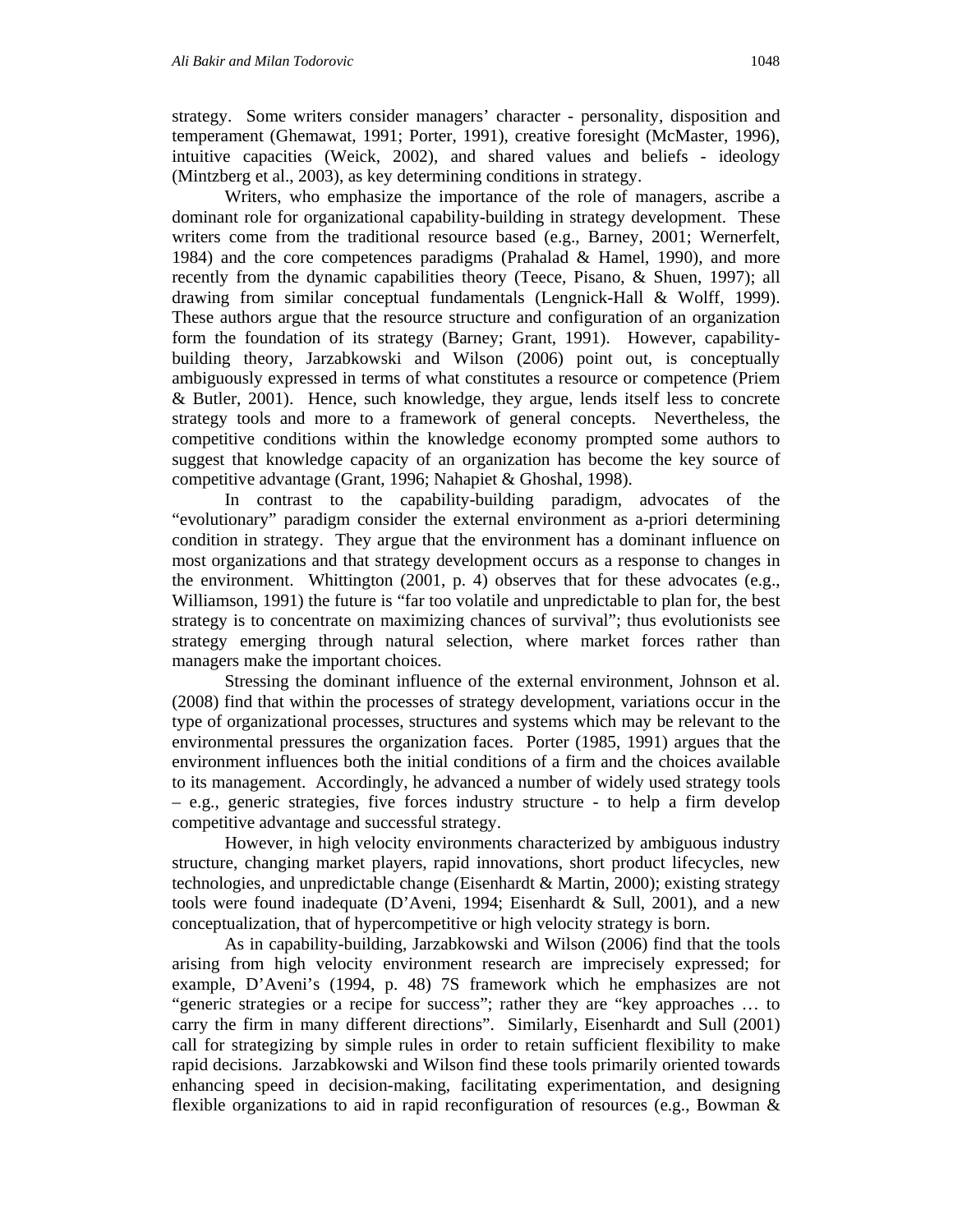strategy. Some writers consider managers' character - personality, disposition and temperament (Ghemawat, 1991; Porter, 1991), creative foresight (McMaster, 1996), intuitive capacities (Weick, 2002), and shared values and beliefs - ideology (Mintzberg et al., 2003), as key determining conditions in strategy.

Writers, who emphasize the importance of the role of managers, ascribe a dominant role for organizational capability-building in strategy development. These writers come from the traditional resource based (e.g., Barney, 2001; Wernerfelt, 1984) and the core competences paradigms (Prahalad & Hamel, 1990), and more recently from the dynamic capabilities theory (Teece, Pisano, & Shuen, 1997); all drawing from similar conceptual fundamentals (Lengnick-Hall & Wolff, 1999). These authors argue that the resource structure and configuration of an organization form the foundation of its strategy (Barney; Grant, 1991). However, capability-building theory, Jarzabkowski and Wilson (2006) point out, is conceptually ambiguously expressed in terms of what constitutes a resource or competence (Priem & Butler, 2001). Hence, such knowledge, they argue, lends itself less to concrete strategy tools and more to a framework of general concepts. Nevertheless, the competitive conditions within the knowledge economy prompted some authors to suggest that knowledge capacity of an organization has become the key source of competitive advantage (Grant, 1996; Nahapiet & Ghoshal, 1998).

In contrast to the capability-building paradigm, advocates of the "evolutionary" paradigm consider the external environment as a-priori determining condition in strategy. They argue that the environment has a dominant influence on most organizations and that strategy development occurs as a response to changes in the environment. Whittington (2001, p. 4) observes that for these advocates (e.g., Williamson, 1991) the future is "far too volatile and unpredictable to plan for, the best strategy is to concentrate on maximizing chances of survival"; thus evolutionists see strategy emerging through natural selection, where market forces rather than managers make the important choices.

Stressing the dominant influence of the external environment, Johnson et al. (2008) find that within the processes of strategy development, variations occur in the type of organizational processes, structures and systems which may be relevant to the environmental pressures the organization faces. Porter (1985, 1991) argues that the environment influences both the initial conditions of a firm and the choices available to its management. Accordingly, he advanced a number of widely used strategy tools – e.g., generic strategies, five forces industry structure - to help a firm develop competitive advantage and successful strategy.

However, in high velocity environments characterized by ambiguous industry structure, changing market players, rapid innovations, short product lifecycles, new technologies, and unpredictable change (Eisenhardt & Martin, 2000); existing strategy tools were found inadequate (D'Aveni, 1994; Eisenhardt & Sull, 2001), and a new conceptualization, that of hypercompetitive or high velocity strategy is born.

As in capability-building, Jarzabkowski and Wilson (2006) find that the tools arising from high velocity environment research are imprecisely expressed; for example, D'Aveni's (1994, p. 48) 7S framework which he emphasizes are not "generic strategies or a recipe for success"; rather they are "key approaches … to carry the firm in many different directions". Similarly, Eisenhardt and Sull (2001) call for strategizing by simple rules in order to retain sufficient flexibility to make rapid decisions. Jarzabkowski and Wilson find these tools primarily oriented towards enhancing speed in decision-making, facilitating experimentation, and designing flexible organizations to aid in rapid reconfiguration of resources (e.g., Bowman &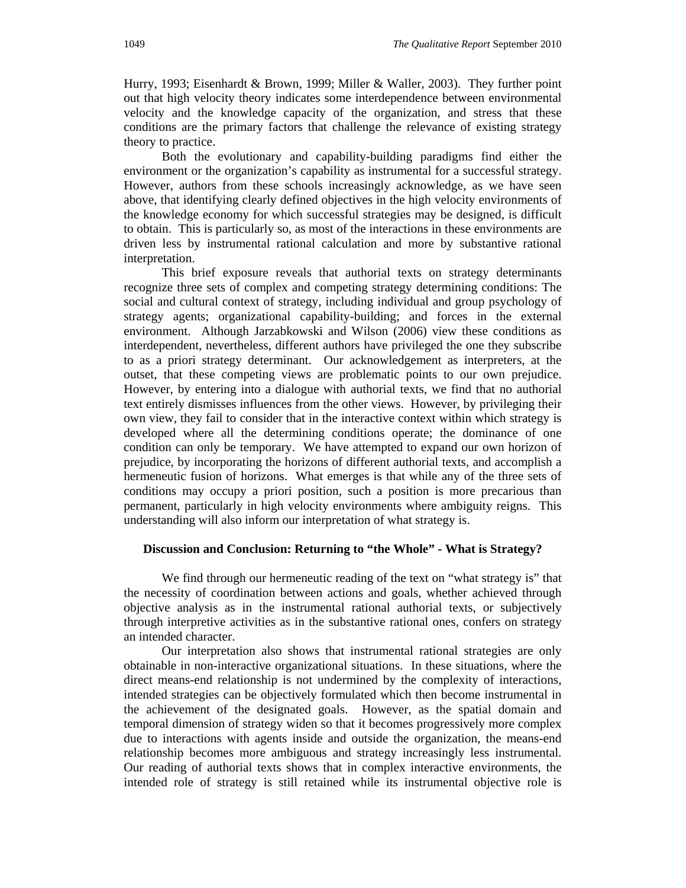Hurry, 1993; Eisenhardt & Brown, 1999; Miller & Waller, 2003). They further point out that high velocity theory indicates some interdependence between environmental velocity and the knowledge capacity of the organization, and stress that these conditions are the primary factors that challenge the relevance of existing strategy theory to practice.

Both the evolutionary and capability-building paradigms find either the environment or the organization's capability as instrumental for a successful strategy. However, authors from these schools increasingly acknowledge, as we have seen above, that identifying clearly defined objectives in the high velocity environments of the knowledge economy for which successful strategies may be designed, is difficult to obtain. This is particularly so, as most of the interactions in these environments are driven less by instrumental rational calculation and more by substantive rational interpretation.

This brief exposure reveals that authorial texts on strategy determinants recognize three sets of complex and competing strategy determining conditions: The social and cultural context of strategy, including individual and group psychology of strategy agents; organizational capability-building; and forces in the external environment. Although Jarzabkowski and Wilson (2006) view these conditions as interdependent, nevertheless, different authors have privileged the one they subscribe to as a priori strategy determinant. Our acknowledgement as interpreters, at the outset, that these competing views are problematic points to our own prejudice. However, by entering into a dialogue with authorial texts, we find that no authorial text entirely dismisses influences from the other views. However, by privileging their own view, they fail to consider that in the interactive context within which strategy is developed where all the determining conditions operate; the dominance of one condition can only be temporary. We have attempted to expand our own horizon of prejudice, by incorporating the horizons of different authorial texts, and accomplish a hermeneutic fusion of horizons. What emerges is that while any of the three sets of conditions may occupy a priori position, such a position is more precarious than permanent, particularly in high velocity environments where ambiguity reigns. This understanding will also inform our interpretation of what strategy is.

## Discussion and Conclusion: Returning to "the Whole" - What is Strategy?

We find through our hermeneutic reading of the text on "what strategy is" that the necessity of coordination between actions and goals, whether achieved through objective analysis as in the instrumental rational authorial texts, or subjectively through interpretive activities as in the substantive rational ones, confers on strategy an intended character.

Our interpretation also shows that instrumental rational strategies are only obtainable in non-interactive organizational situations. In these situations, where the direct means-end relationship is not undermined by the complexity of interactions, intended strategies can be objectively formulated which then become instrumental in the achievement of the designated goals. However, as the spatial domain and temporal dimension of strategy widen so that it becomes progressively more complex due to interactions with agents inside and outside the organization, the means-end relationship becomes more ambiguous and strategy increasingly less instrumental. Our reading of authorial texts shows that in complex interactive environments, the intended role of strategy is still retained while its instrumental objective role is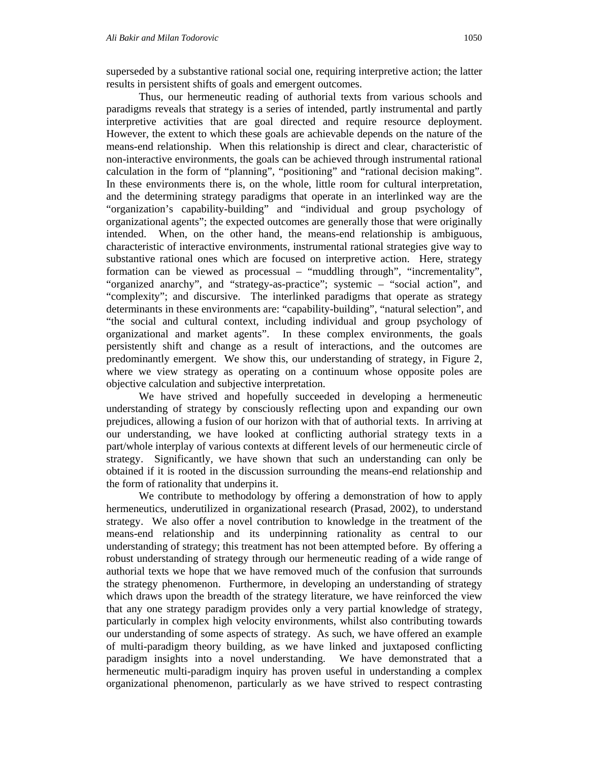superseded by a substantive rational social one, requiring interpretive action; the latter results in persistent shifts of goals and emergent outcomes.

Thus, our hermeneutic reading of authorial texts from various schools and paradigms reveals that strategy is a series of intended, partly instrumental and partly interpretive activities that are goal directed and require resource deployment. However, the extent to which these goals are achievable depends on the nature of the means-end relationship. When this relationship is direct and clear, characteristic of non-interactive environments, the goals can be achieved through instrumental rational calculation in the form of "planning", "positioning" and "rational decision making". In these environments there is, on the whole, little room for cultural interpretation, and the determining strategy paradigms that operate in an interlinked way are the "organization's capability-building" and "individual and group psychology of organizational agents"; the expected outcomes are generally those that were originally intended. When, on the other hand, the means-end relationship is ambiguous, characteristic of interactive environments, instrumental rational strategies give way to substantive rational ones which are focused on interpretive action. Here, strategy formation can be viewed as processual – "muddling through", "incrementality", "organized anarchy", and "strategy-as-practice"; systemic – "social action", and "complexity"; and discursive. The interlinked paradigms that operate as strategy determinants in these environments are: "capability-building", "natural selection", and "the social and cultural context, including individual and group psychology of organizational and market agents". In these complex environments, the goals persistently shift and change as a result of interactions, and the outcomes are predominantly emergent. We show this, our understanding of strategy, in Figure 2, where we view strategy as operating on a continuum whose opposite poles are objective calculation and subjective interpretation.

We have strived and hopefully succeeded in developing a hermeneutic understanding of strategy by consciously reflecting upon and expanding our own prejudices, allowing a fusion of our horizon with that of authorial texts. In arriving at our understanding, we have looked at conflicting authorial strategy texts in a part/whole interplay of various contexts at different levels of our hermeneutic circle of strategy. Significantly, we have shown that such an understanding can only be obtained if it is rooted in the discussion surrounding the means-end relationship and the form of rationality that underpins it.

We contribute to methodology by offering a demonstration of how to apply hermeneutics, underutilized in organizational research (Prasad, 2002), to understand strategy. We also offer a novel contribution to knowledge in the treatment of the means-end relationship and its underpinning rationality as central to our understanding of strategy; this treatment has not been attempted before. By offering a robust understanding of strategy through our hermeneutic reading of a wide range of authorial texts we hope that we have removed much of the confusion that surrounds the strategy phenomenon. Furthermore, in developing an understanding of strategy which draws upon the breadth of the strategy literature, we have reinforced the view that any one strategy paradigm provides only a very partial knowledge of strategy, particularly in complex high velocity environments, whilst also contributing towards our understanding of some aspects of strategy. As such, we have offered an example of multi-paradigm theory building, as we have linked and juxtaposed conflicting paradigm insights into a novel understanding. We have demonstrated that a hermeneutic multi-paradigm inquiry has proven useful in understanding a complex organizational phenomenon, particularly as we have strived to respect contrasting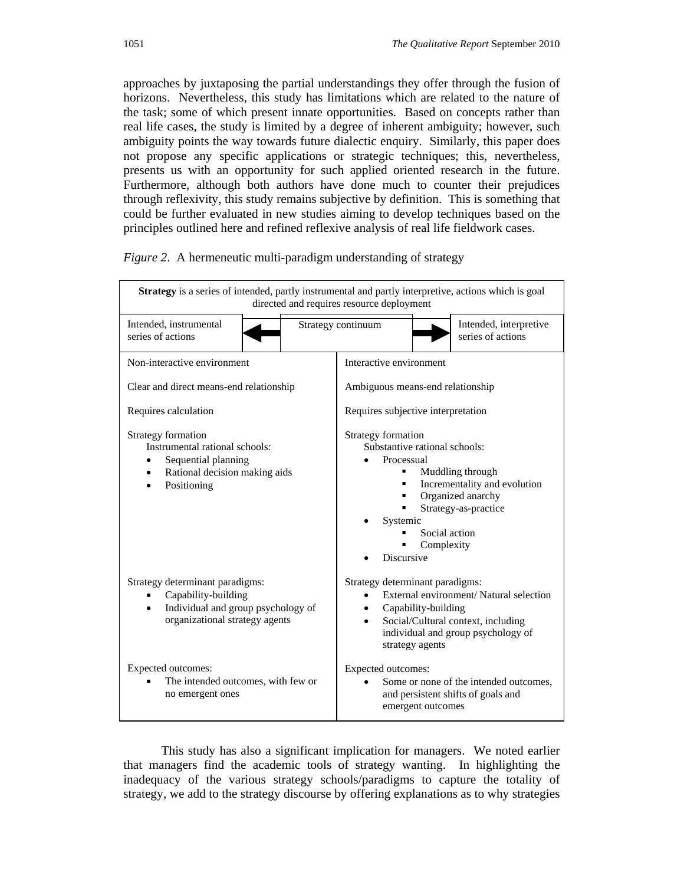approaches by juxtaposing the partial understandings they offer through the fusion of horizons. Nevertheless, this study has limitations which are related to the nature of the task; some of which present innate opportunities. Based on concepts rather than real life cases, the study is limited by a degree of inherent ambiguity; however, such ambiguity points the way towards future dialectic enquiry. Similarly, this paper does not propose any specific applications or strategic techniques; this, nevertheless, presents us with an opportunity for such applied oriented research in the future. Furthermore, although both authors have done much to counter their prejudices through reflexivity, this study remains subjective by definition. This is something that could be further evaluated in new studies aiming to develop techniques based on the principles outlined here and refined reflexive analysis of real life fieldwork cases.

*Figure 2*. A hermeneutic multi-paradigm understanding of strategy

| **Strategy** is a series of intended, partly instrumental and partly interpretive, actions which is goal directed and requires resource deployment | |
|---|---|
| Intended, instrumental series of actions ← Strategy continuum | → Intended, interpretive series of actions |
| Non-interactive environment | Interactive environment |
| Clear and direct means-end relationship | Ambiguous means-end relationship |
| Requires calculation | Requires subjective interpretation |
| Strategy formation<br>Instrumental rational schools:<br>• Sequential planning<br>• Rational decision making aids<br>• Positioning | Strategy formation<br>Substantive rational schools:<br>• Processual<br>▪ Muddling through<br>▪ Incrementality and evolution<br>▪ Organized anarchy<br>▪ Strategy-as-practice<br>• Systemic<br>▪ Social action<br>▪ Complexity<br>• Discursive |
| Strategy determinant paradigms:<br>• Capability-building<br>• Individual and group psychology of organizational strategy agents | Strategy determinant paradigms:<br>• External environment/ Natural selection<br>• Capability-building<br>• Social/Cultural context, including individual and group psychology of strategy agents |
| Expected outcomes:<br>• The intended outcomes, with few or no emergent ones | Expected outcomes:<br>• Some or none of the intended outcomes, and persistent shifts of goals and emergent outcomes |

This study has also a significant implication for managers. We noted earlier that managers find the academic tools of strategy wanting. In highlighting the inadequacy of the various strategy schools/paradigms to capture the totality of strategy, we add to the strategy discourse by offering explanations as to why strategies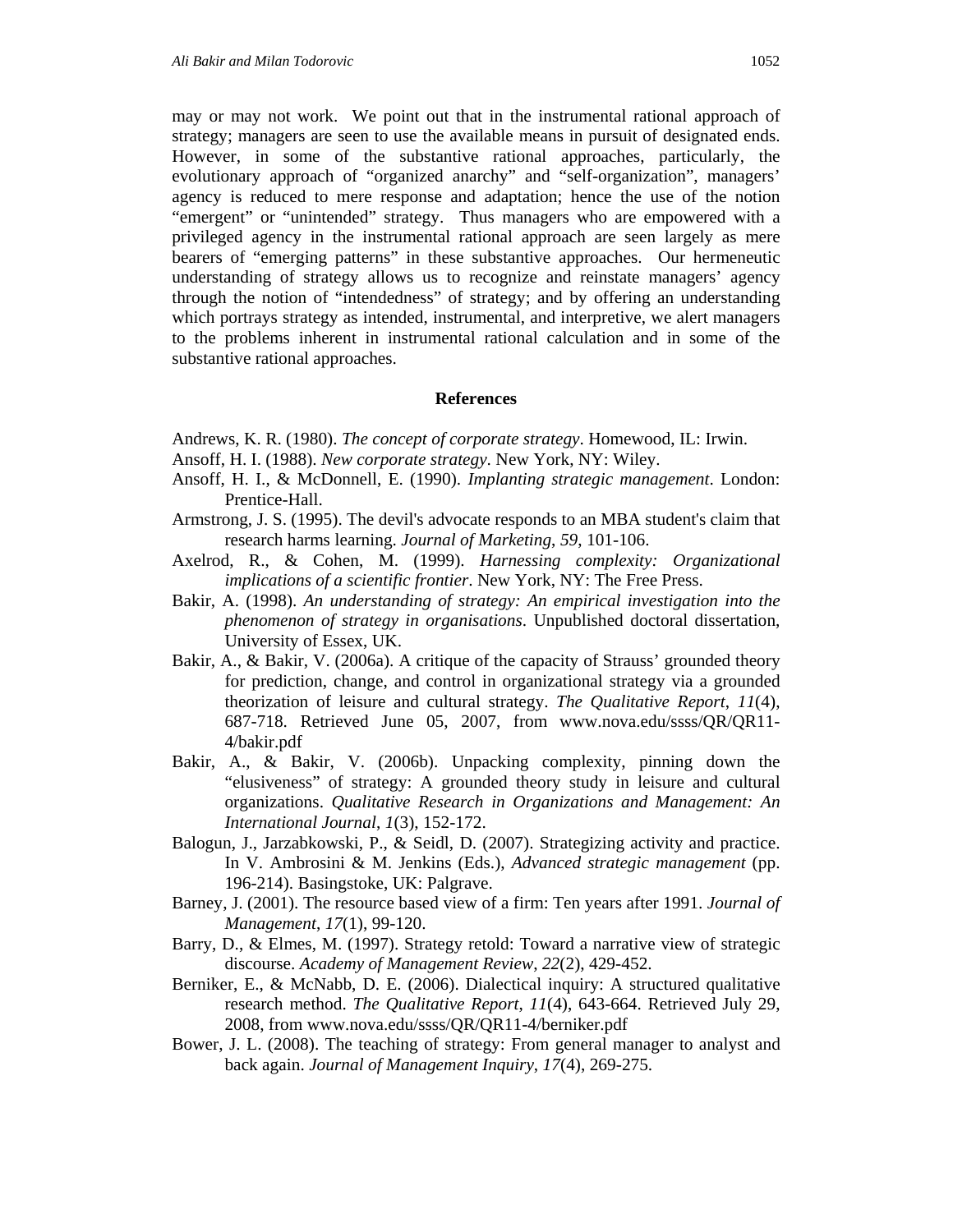may or may not work. We point out that in the instrumental rational approach of strategy; managers are seen to use the available means in pursuit of designated ends. However, in some of the substantive rational approaches, particularly, the evolutionary approach of "organized anarchy" and "self-organization", managers' agency is reduced to mere response and adaptation; hence the use of the notion "emergent" or "unintended" strategy. Thus managers who are empowered with a privileged agency in the instrumental rational approach are seen largely as mere bearers of "emerging patterns" in these substantive approaches. Our hermeneutic understanding of strategy allows us to recognize and reinstate managers' agency through the notion of "intendedness" of strategy; and by offering an understanding which portrays strategy as intended, instrumental, and interpretive, we alert managers to the problems inherent in instrumental rational calculation and in some of the substantive rational approaches.

## References

Andrews, K. R. (1980). *The concept of corporate strategy*. Homewood, IL: Irwin.

Ansoff, H. I. (1988). *New corporate strategy*. New York, NY: Wiley.

Ansoff, H. I., & McDonnell, E. (1990). *Implanting strategic management*. London: Prentice-Hall.

Armstrong, J. S. (1995). The devil's advocate responds to an MBA student's claim that research harms learning. *Journal of Marketing*, *59*, 101-106.

Axelrod, R., & Cohen, M. (1999). *Harnessing complexity: Organizational implications of a scientific frontier*. New York, NY: The Free Press.

Bakir, A. (1998). *An understanding of strategy: An empirical investigation into the phenomenon of strategy in organisations*. Unpublished doctoral dissertation, University of Essex, UK.

Bakir, A., & Bakir, V. (2006a). A critique of the capacity of Strauss' grounded theory for prediction, change, and control in organizational strategy via a grounded theorization of leisure and cultural strategy. *The Qualitative Report*, *11*(4), 687-718. Retrieved June 05, 2007, from www.nova.edu/ssss/QR/QR11-4/bakir.pdf

Bakir, A., & Bakir, V. (2006b). Unpacking complexity, pinning down the "elusiveness" of strategy: A grounded theory study in leisure and cultural organizations. *Qualitative Research in Organizations and Management: An International Journal*, *1*(3), 152-172.

Balogun, J., Jarzabkowski, P., & Seidl, D. (2007). Strategizing activity and practice. In V. Ambrosini & M. Jenkins (Eds.), *Advanced strategic management* (pp. 196-214). Basingstoke, UK: Palgrave.

Barney, J. (2001). The resource based view of a firm: Ten years after 1991. *Journal of Management*, *17*(1), 99-120.

Barry, D., & Elmes, M. (1997). Strategy retold: Toward a narrative view of strategic discourse. *Academy of Management Review*, *22*(2), 429-452.

Berniker, E., & McNabb, D. E. (2006). Dialectical inquiry: A structured qualitative research method. *The Qualitative Report*, *11*(4), 643-664. Retrieved July 29, 2008, from www.nova.edu/ssss/QR/QR11-4/berniker.pdf

Bower, J. L. (2008). The teaching of strategy: From general manager to analyst and back again. *Journal of Management Inquiry*, *17*(4), 269-275.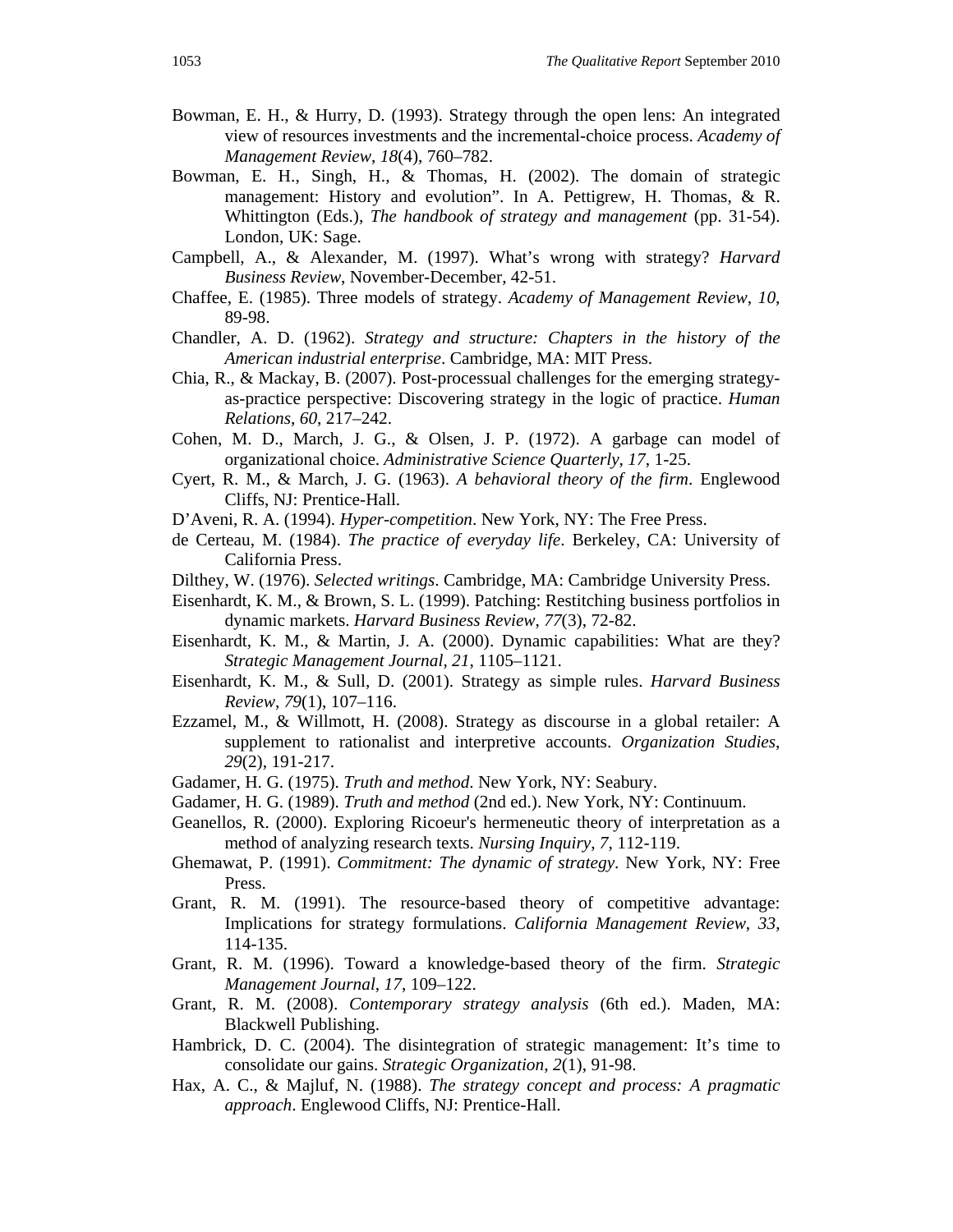Bowman, E. H., & Hurry, D. (1993). Strategy through the open lens: An integrated view of resources investments and the incremental-choice process. *Academy of Management Review*, *18*(4), 760–782.

Bowman, E. H., Singh, H., & Thomas, H. (2002). The domain of strategic management: History and evolution". In A. Pettigrew, H. Thomas, & R. Whittington (Eds.), *The handbook of strategy and management* (pp. 31-54). London, UK: Sage.

Campbell, A., & Alexander, M. (1997). What's wrong with strategy? *Harvard Business Review*, November-December, 42-51.

Chaffee, E. (1985). Three models of strategy. *Academy of Management Review*, *10*, 89-98.

Chandler, A. D. (1962). *Strategy and structure: Chapters in the history of the American industrial enterprise*. Cambridge, MA: MIT Press.

Chia, R., & Mackay, B. (2007). Post-processual challenges for the emerging strategy-as-practice perspective: Discovering strategy in the logic of practice. *Human Relations*, *60*, 217–242.

Cohen, M. D., March, J. G., & Olsen, J. P. (1972). A garbage can model of organizational choice. *Administrative Science Quarterly*, *17*, 1-25.

Cyert, R. M., & March, J. G. (1963). *A behavioral theory of the firm*. Englewood Cliffs, NJ: Prentice-Hall.

D'Aveni, R. A. (1994). *Hyper-competition*. New York, NY: The Free Press.

de Certeau, M. (1984). *The practice of everyday life*. Berkeley, CA: University of California Press.

Dilthey, W. (1976). *Selected writings*. Cambridge, MA: Cambridge University Press.

Eisenhardt, K. M., & Brown, S. L. (1999). Patching: Restitching business portfolios in dynamic markets. *Harvard Business Review*, *77*(3), 72-82.

Eisenhardt, K. M., & Martin, J. A. (2000). Dynamic capabilities: What are they? *Strategic Management Journal*, *21*, 1105–1121.

Eisenhardt, K. M., & Sull, D. (2001). Strategy as simple rules. *Harvard Business Review*, *79*(1), 107–116.

Ezzamel, M., & Willmott, H. (2008). Strategy as discourse in a global retailer: A supplement to rationalist and interpretive accounts. *Organization Studies*, *29*(2), 191-217.

Gadamer, H. G. (1975). *Truth and method*. New York, NY: Seabury.

Gadamer, H. G. (1989). *Truth and method* (2nd ed.). New York, NY: Continuum.

Geanellos, R. (2000). Exploring Ricoeur's hermeneutic theory of interpretation as a method of analyzing research texts. *Nursing Inquiry*, *7*, 112-119.

Ghemawat, P. (1991). *Commitment: The dynamic of strategy*. New York, NY: Free Press.

Grant, R. M. (1991). The resource-based theory of competitive advantage: Implications for strategy formulations. *California Management Review*, *33*, 114-135.

Grant, R. M. (1996). Toward a knowledge-based theory of the firm. *Strategic Management Journal*, *17*, 109–122.

Grant, R. M. (2008). *Contemporary strategy analysis* (6th ed.). Maden, MA: Blackwell Publishing.

Hambrick, D. C. (2004). The disintegration of strategic management: It's time to consolidate our gains. *Strategic Organization*, *2*(1), 91-98.

Hax, A. C., & Majluf, N. (1988). *The strategy concept and process: A pragmatic approach*. Englewood Cliffs, NJ: Prentice-Hall.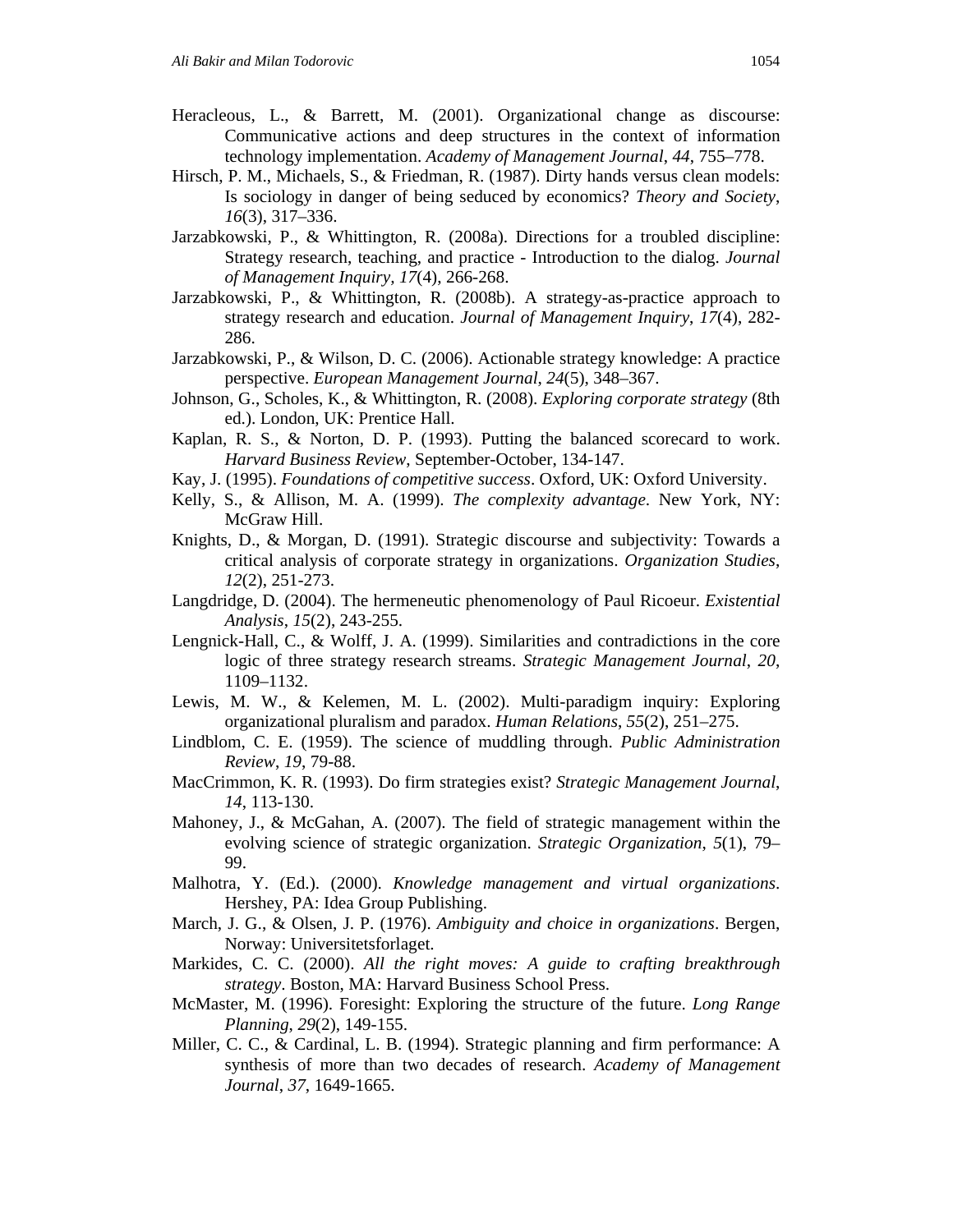Heracleous, L., & Barrett, M. (2001). Organizational change as discourse: Communicative actions and deep structures in the context of information technology implementation. *Academy of Management Journal*, *44*, 755–778.

Hirsch, P. M., Michaels, S., & Friedman, R. (1987). Dirty hands versus clean models: Is sociology in danger of being seduced by economics? *Theory and Society*, *16*(3), 317–336.

Jarzabkowski, P., & Whittington, R. (2008a). Directions for a troubled discipline: Strategy research, teaching, and practice - Introduction to the dialog. *Journal of Management Inquiry, 17*(4), 266-268.

Jarzabkowski, P., & Whittington, R. (2008b). A strategy-as-practice approach to strategy research and education. *Journal of Management Inquiry*, *17*(4), 282-286.

Jarzabkowski, P., & Wilson, D. C. (2006). Actionable strategy knowledge: A practice perspective. *European Management Journal*, *24*(5), 348–367.

Johnson, G., Scholes, K., & Whittington, R. (2008). *Exploring corporate strategy* (8th ed.). London, UK: Prentice Hall.

Kaplan, R. S., & Norton, D. P. (1993). Putting the balanced scorecard to work. *Harvard Business Review*, September-October, 134-147.

Kay, J. (1995). *Foundations of competitive success*. Oxford, UK: Oxford University.

Kelly, S., & Allison, M. A. (1999). *The complexity advantage*. New York, NY: McGraw Hill.

Knights, D., & Morgan, D. (1991). Strategic discourse and subjectivity: Towards a critical analysis of corporate strategy in organizations. *Organization Studies*, *12*(2), 251-273.

Langdridge, D. (2004). The hermeneutic phenomenology of Paul Ricoeur. *Existential Analysis*, *15*(2), 243-255.

Lengnick-Hall, C., & Wolff, J. A. (1999). Similarities and contradictions in the core logic of three strategy research streams. *Strategic Management Journal*, *20*, 1109–1132.

Lewis, M. W., & Kelemen, M. L. (2002). Multi-paradigm inquiry: Exploring organizational pluralism and paradox. *Human Relations*, *55*(2), 251–275.

Lindblom, C. E. (1959). The science of muddling through. *Public Administration Review*, *19*, 79-88.

MacCrimmon, K. R. (1993). Do firm strategies exist? *Strategic Management Journal*, *14*, 113-130.

Mahoney, J., & McGahan, A. (2007). The field of strategic management within the evolving science of strategic organization. *Strategic Organization*, *5*(1), 79–99.

Malhotra, Y. (Ed.). (2000). *Knowledge management and virtual organizations*. Hershey, PA: Idea Group Publishing.

March, J. G., & Olsen, J. P. (1976). *Ambiguity and choice in organizations*. Bergen, Norway: Universitetsforlaget.

Markides, C. C. (2000). *All the right moves: A guide to crafting breakthrough strategy*. Boston, MA: Harvard Business School Press.

McMaster, M. (1996). Foresight: Exploring the structure of the future. *Long Range Planning*, *29*(2), 149-155.

Miller, C. C., & Cardinal, L. B. (1994). Strategic planning and firm performance: A synthesis of more than two decades of research. *Academy of Management Journal*, *37*, 1649-1665.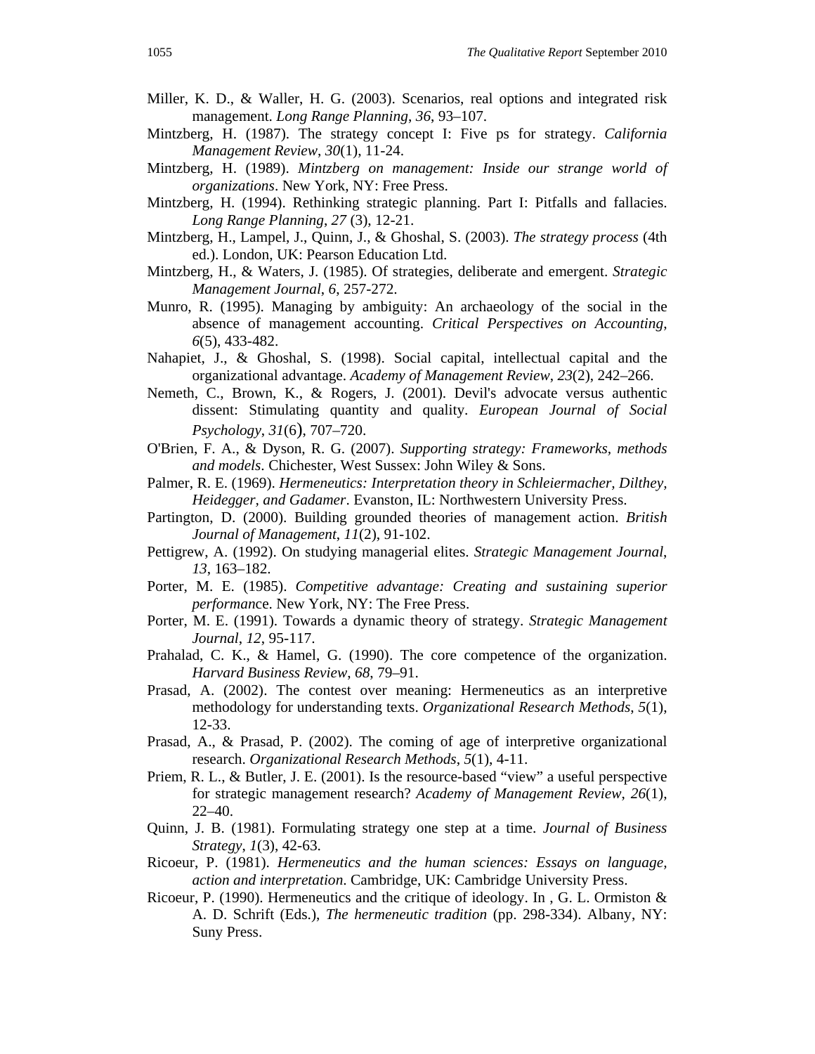Miller, K. D., & Waller, H. G. (2003). Scenarios, real options and integrated risk management. *Long Range Planning*, *36*, 93–107.

Mintzberg, H. (1987). The strategy concept I: Five ps for strategy. *California Management Review*, *30*(1), 11-24.

Mintzberg, H. (1989). *Mintzberg on management: Inside our strange world of organizations*. New York, NY: Free Press.

Mintzberg, H. (1994). Rethinking strategic planning. Part I: Pitfalls and fallacies. *Long Range Planning*, *27* (3), 12-21.

Mintzberg, H., Lampel, J., Quinn, J., & Ghoshal, S. (2003). *The strategy process* (4th ed.). London, UK: Pearson Education Ltd.

Mintzberg, H., & Waters, J. (1985). Of strategies, deliberate and emergent. *Strategic Management Journal*, *6*, 257-272.

Munro, R. (1995). Managing by ambiguity: An archaeology of the social in the absence of management accounting. *Critical Perspectives on Accounting*, *6*(5), 433-482.

Nahapiet, J., & Ghoshal, S. (1998). Social capital, intellectual capital and the organizational advantage. *Academy of Management Review*, *23*(2), 242–266.

Nemeth, C., Brown, K., & Rogers, J. (2001). Devil's advocate versus authentic dissent: Stimulating quantity and quality. *European Journal of Social Psychology*, *31*(6), 707–720.

O'Brien, F. A., & Dyson, R. G. (2007). *Supporting strategy: Frameworks, methods and models*. Chichester, West Sussex: John Wiley & Sons.

Palmer, R. E. (1969). *Hermeneutics: Interpretation theory in Schleiermacher, Dilthey, Heidegger, and Gadamer*. Evanston, IL: Northwestern University Press.

Partington, D. (2000). Building grounded theories of management action. *British Journal of Management*, *11*(2), 91-102.

Pettigrew, A. (1992). On studying managerial elites. *Strategic Management Journal*, *13*, 163–182.

Porter, M. E. (1985). *Competitive advantage: Creating and sustaining superior performance*. New York, NY: The Free Press.

Porter, M. E. (1991). Towards a dynamic theory of strategy. *Strategic Management Journal*, *12*, 95-117.

Prahalad, C. K., & Hamel, G. (1990). The core competence of the organization. *Harvard Business Review*, *68*, 79–91.

Prasad, A. (2002). The contest over meaning: Hermeneutics as an interpretive methodology for understanding texts. *Organizational Research Methods*, *5*(1), 12-33.

Prasad, A., & Prasad, P. (2002). The coming of age of interpretive organizational research. *Organizational Research Methods*, *5*(1), 4-11.

Priem, R. L., & Butler, J. E. (2001). Is the resource-based "view" a useful perspective for strategic management research? *Academy of Management Review*, *26*(1), 22–40.

Quinn, J. B. (1981). Formulating strategy one step at a time. *Journal of Business Strategy*, *1*(3), 42-63.

Ricoeur, P. (1981). *Hermeneutics and the human sciences: Essays on language, action and interpretation*. Cambridge, UK: Cambridge University Press.

Ricoeur, P. (1990). Hermeneutics and the critique of ideology. In , G. L. Ormiston & A. D. Schrift (Eds.), *The hermeneutic tradition* (pp. 298-334). Albany, NY: Suny Press.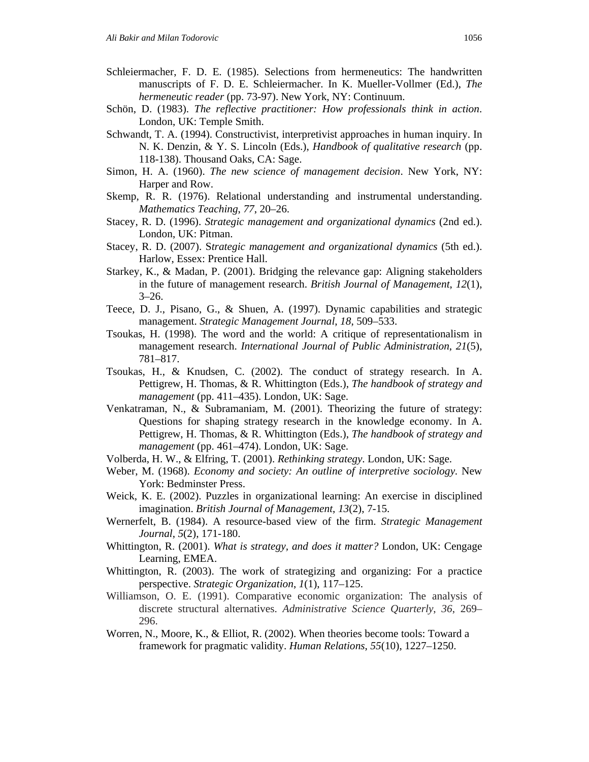Schleiermacher, F. D. E. (1985). Selections from hermeneutics: The handwritten manuscripts of F. D. E. Schleiermacher. In K. Mueller-Vollmer (Ed.), *The hermeneutic reader* (pp. 73-97). New York, NY: Continuum.

Schön, D. (1983). *The reflective practitioner: How professionals think in action*. London, UK: Temple Smith.

Schwandt, T. A. (1994). Constructivist, interpretivist approaches in human inquiry. In N. K. Denzin, & Y. S. Lincoln (Eds.), *Handbook of qualitative research* (pp. 118-138). Thousand Oaks, CA: Sage.

Simon, H. A. (1960). *The new science of management decision*. New York, NY: Harper and Row.

Skemp, R. R. (1976). Relational understanding and instrumental understanding. *Mathematics Teaching*, *77*, 20–26.

Stacey, R. D. (1996). *Strategic management and organizational dynamics* (2nd ed.). London, UK: Pitman.

Stacey, R. D. (2007). S*trategic management and organizational dynamics* (5th ed.). Harlow, Essex: Prentice Hall.

Starkey, K., & Madan, P. (2001). Bridging the relevance gap: Aligning stakeholders in the future of management research. *British Journal of Management*, *12*(1), 3–26.

Teece, D. J., Pisano, G., & Shuen, A. (1997). Dynamic capabilities and strategic management. *Strategic Management Journal*, *18*, 509–533.

Tsoukas, H. (1998). The word and the world: A critique of representationalism in management research. *International Journal of Public Administration*, *21*(5), 781–817.

Tsoukas, H., & Knudsen, C. (2002). The conduct of strategy research. In A. Pettigrew, H. Thomas, & R. Whittington (Eds.), *The handbook of strategy and management* (pp. 411–435). London, UK: Sage.

Venkatraman, N., & Subramaniam, M. (2001). Theorizing the future of strategy: Questions for shaping strategy research in the knowledge economy. In A. Pettigrew, H. Thomas, & R. Whittington (Eds.), *The handbook of strategy and management* (pp. 461–474). London, UK: Sage.

Volberda, H. W., & Elfring, T. (2001). *Rethinking strategy*. London, UK: Sage.

Weber, M. (1968). *Economy and society: An outline of interpretive sociology*. New York: Bedminster Press.

Weick, K. E. (2002). Puzzles in organizational learning: An exercise in disciplined imagination. *British Journal of Management*, *13*(2), 7-15.

Wernerfelt, B. (1984). A resource-based view of the firm. *Strategic Management Journal*, *5*(2), 171-180.

Whittington, R. (2001). *What is strategy, and does it matter?* London, UK: Cengage Learning, EMEA.

Whittington, R. (2003). The work of strategizing and organizing: For a practice perspective. *Strategic Organization*, *1*(1), 117–125.

Williamson, O. E. (1991). Comparative economic organization: The analysis of discrete structural alternatives. *Administrative Science Quarterly*, *36*, 269–296.

Worren, N., Moore, K., & Elliot, R. (2002). When theories become tools: Toward a framework for pragmatic validity. *Human Relations*, *55*(10), 1227–1250.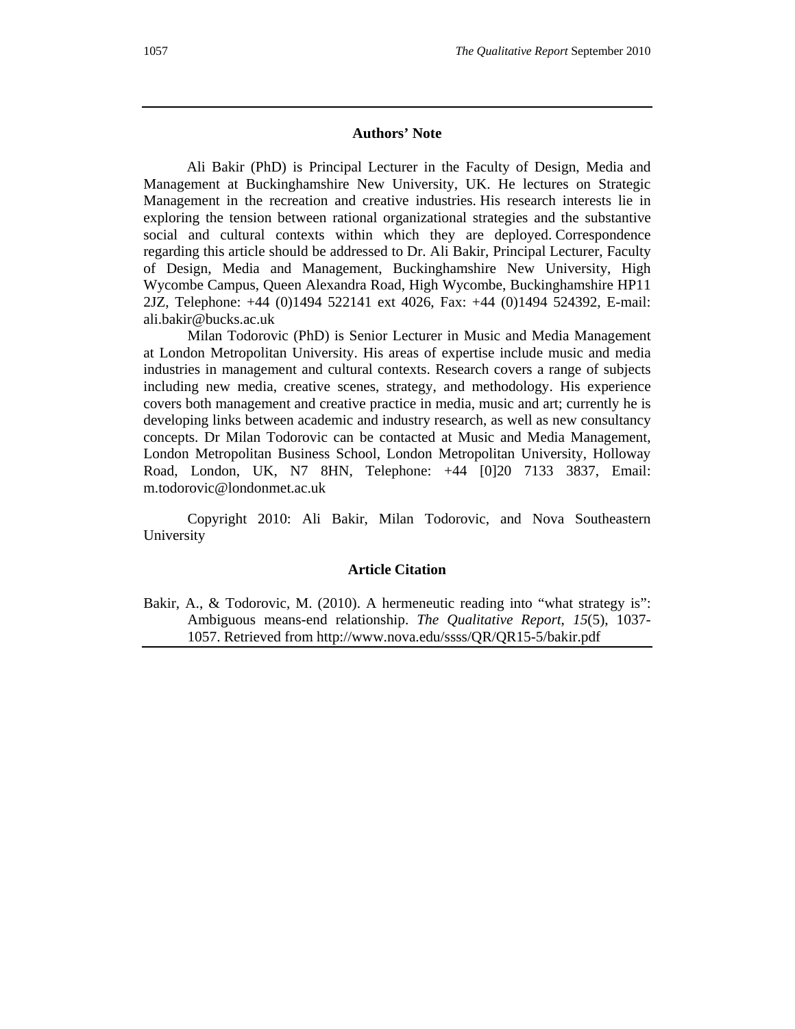## Authors' Note

Ali Bakir (PhD) is Principal Lecturer in the Faculty of Design, Media and Management at Buckinghamshire New University, UK. He lectures on Strategic Management in the recreation and creative industries. His research interests lie in exploring the tension between rational organizational strategies and the substantive social and cultural contexts within which they are deployed. Correspondence regarding this article should be addressed to Dr. Ali Bakir, Principal Lecturer, Faculty of Design, Media and Management, Buckinghamshire New University, High Wycombe Campus, Queen Alexandra Road, High Wycombe, Buckinghamshire HP11 2JZ, Telephone: +44 (0)1494 522141 ext 4026, Fax: +44 (0)1494 524392, E-mail: ali.bakir@bucks.ac.uk

Milan Todorovic (PhD) is Senior Lecturer in Music and Media Management at London Metropolitan University. His areas of expertise include music and media industries in management and cultural contexts. Research covers a range of subjects including new media, creative scenes, strategy, and methodology. His experience covers both management and creative practice in media, music and art; currently he is developing links between academic and industry research, as well as new consultancy concepts. Dr Milan Todorovic can be contacted at Music and Media Management, London Metropolitan Business School, London Metropolitan University, Holloway Road, London, UK, N7 8HN, Telephone: +44 [0]20 7133 3837, Email: m.todorovic@londonmet.ac.uk

Copyright 2010: Ali Bakir, Milan Todorovic, and Nova Southeastern University

## Article Citation

Bakir, A., & Todorovic, M. (2010). A hermeneutic reading into "what strategy is": Ambiguous means-end relationship. *The Qualitative Report, 15*(5), 1037-1057. Retrieved from http://www.nova.edu/ssss/QR/QR15-5/bakir.pdf